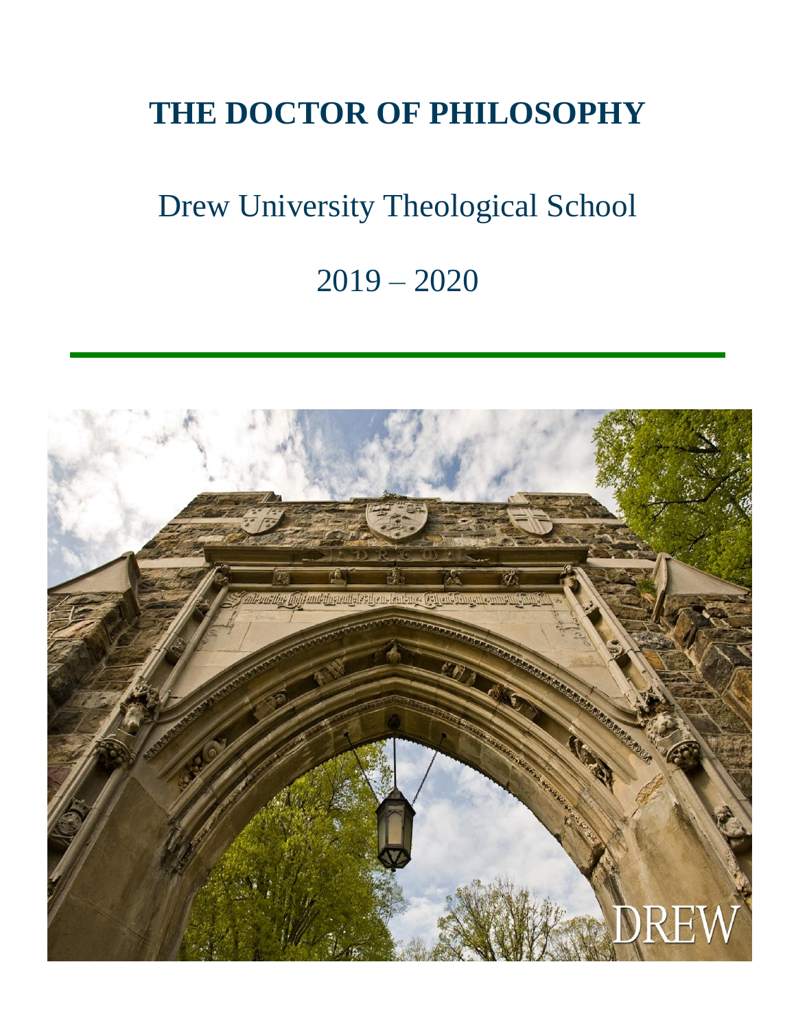# THE DOCTOR OF PHILOSOPHY

Drew University Theological School

2019 – 2020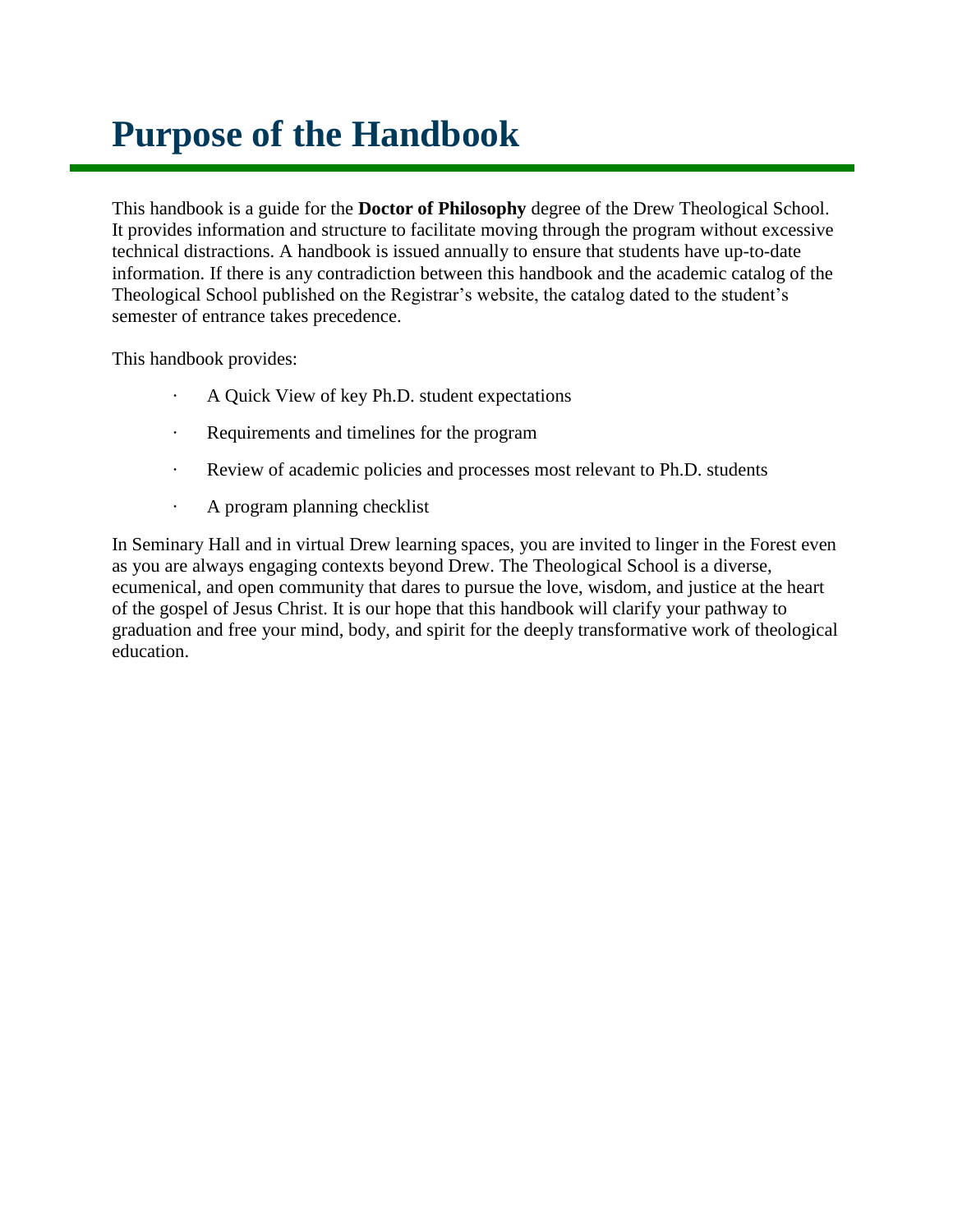# Purpose of the Handbook

This handbook is a guide for the **Doctor of Philosophy** degree of the Drew Theological School. It provides information and structure to facilitate moving through the program without excessive technical distractions. A handbook is issued annually to ensure that students have up-to-date information. If there is any contradiction between this handbook and the academic catalog of the Theological School published on the Registrar's website, the catalog dated to the student's semester of entrance takes precedence.

This handbook provides:

- A Quick View of key Ph.D. student expectations
- Requirements and timelines for the program
- Review of academic policies and processes most relevant to Ph.D. students
- A program planning checklist

In Seminary Hall and in virtual Drew learning spaces, you are invited to linger in the Forest even as you are always engaging contexts beyond Drew. The Theological School is a diverse, ecumenical, and open community that dares to pursue the love, wisdom, and justice at the heart of the gospel of Jesus Christ. It is our hope that this handbook will clarify your pathway to graduation and free your mind, body, and spirit for the deeply transformative work of theological education.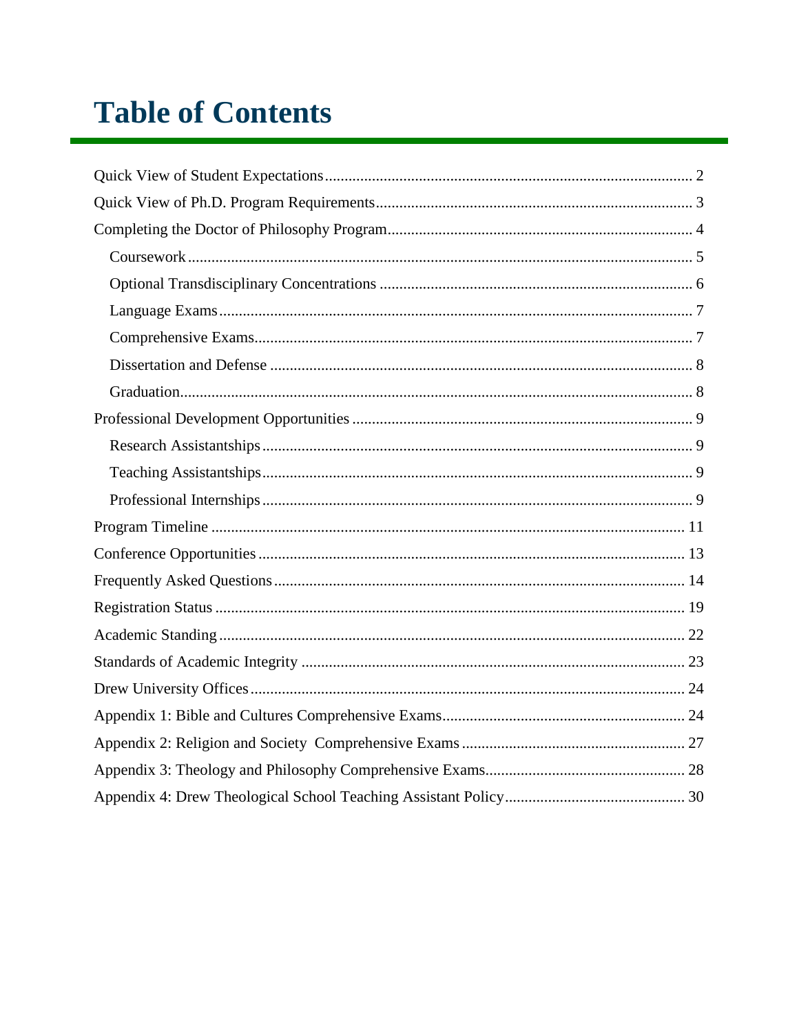# Table of Contents

- Quick View of Student Expectations ... 2
- Quick View of Ph.D. Program Requirements ... 3
- Completing the Doctor of Philosophy Program ... 4
  - Coursework ... 5
  - Optional Transdisciplinary Concentrations ... 6
  - Language Exams ... 7
  - Comprehensive Exams ... 7
  - Dissertation and Defense ... 8
  - Graduation ... 8
- Professional Development Opportunities ... 9
  - Research Assistantships ... 9
  - Teaching Assistantships ... 9
  - Professional Internships ... 9
- Program Timeline ... 11
- Conference Opportunities ... 13
- Frequently Asked Questions ... 14
- Registration Status ... 19
- Academic Standing ... 22
- Standards of Academic Integrity ... 23
- Drew University Offices ... 24
- Appendix 1: Bible and Cultures Comprehensive Exams ... 24
- Appendix 2: Religion and Society Comprehensive Exams ... 27
- Appendix 3: Theology and Philosophy Comprehensive Exams ... 28
- Appendix 4: Drew Theological School Teaching Assistant Policy ... 30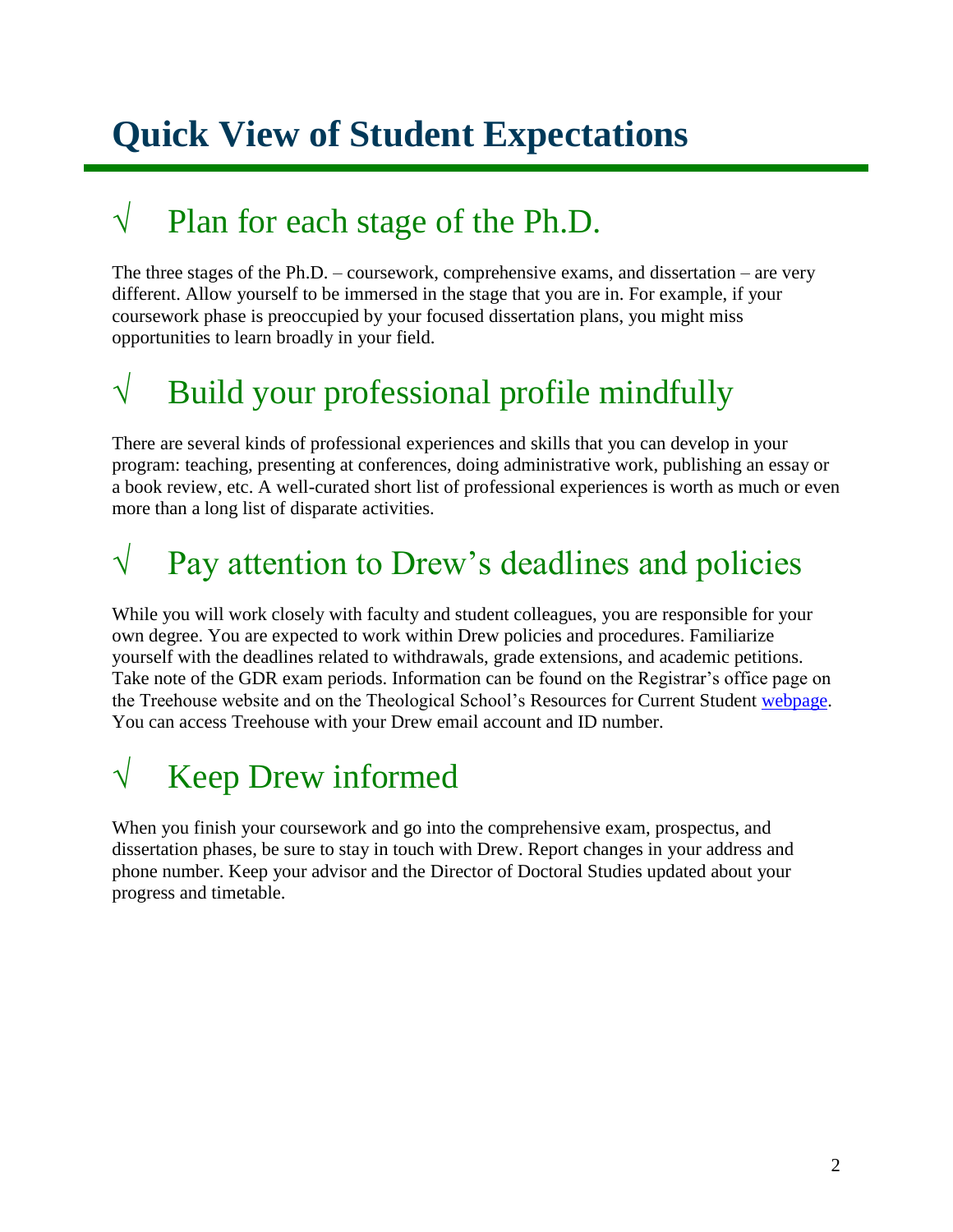# Quick View of Student Expectations

## √ Plan for each stage of the Ph.D.

The three stages of the Ph.D. – coursework, comprehensive exams, and dissertation – are very different. Allow yourself to be immersed in the stage that you are in. For example, if your coursework phase is preoccupied by your focused dissertation plans, you might miss opportunities to learn broadly in your field.

## √ Build your professional profile mindfully

There are several kinds of professional experiences and skills that you can develop in your program: teaching, presenting at conferences, doing administrative work, publishing an essay or a book review, etc. A well-curated short list of professional experiences is worth as much or even more than a long list of disparate activities.

## √ Pay attention to Drew's deadlines and policies

While you will work closely with faculty and student colleagues, you are responsible for your own degree. You are expected to work within Drew policies and procedures. Familiarize yourself with the deadlines related to withdrawals, grade extensions, and academic petitions. Take note of the GDR exam periods. Information can be found on the Registrar's office page on the Treehouse website and on the Theological School's Resources for Current Student webpage. You can access Treehouse with your Drew email account and ID number.

## √ Keep Drew informed

When you finish your coursework and go into the comprehensive exam, prospectus, and dissertation phases, be sure to stay in touch with Drew. Report changes in your address and phone number. Keep your advisor and the Director of Doctoral Studies updated about your progress and timetable.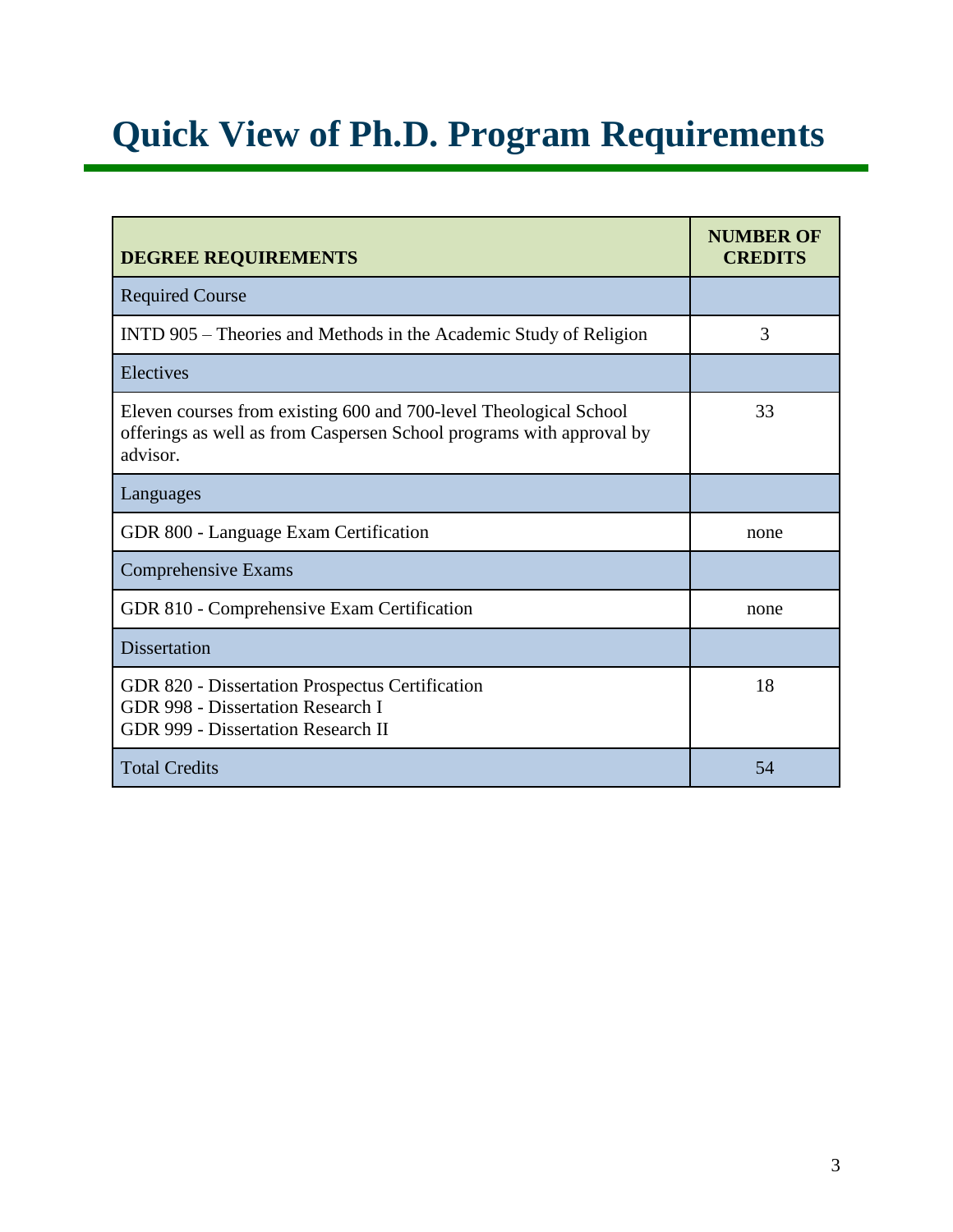# Quick View of Ph.D. Program Requirements

| DEGREE REQUIREMENTS | NUMBER OF CREDITS |
| --- | --- |
| Required Course | |
| INTD 905 – Theories and Methods in the Academic Study of Religion | 3 |
| Electives | |
| Eleven courses from existing 600 and 700-level Theological School offerings as well as from Caspersen School programs with approval by advisor. | 33 |
| Languages | |
| GDR 800 - Language Exam Certification | none |
| Comprehensive Exams | |
| GDR 810 - Comprehensive Exam Certification | none |
| Dissertation | |
| GDR 820 - Dissertation Prospectus Certification<br>GDR 998 - Dissertation Research I<br>GDR 999 - Dissertation Research II | 18 |
| Total Credits | 54 |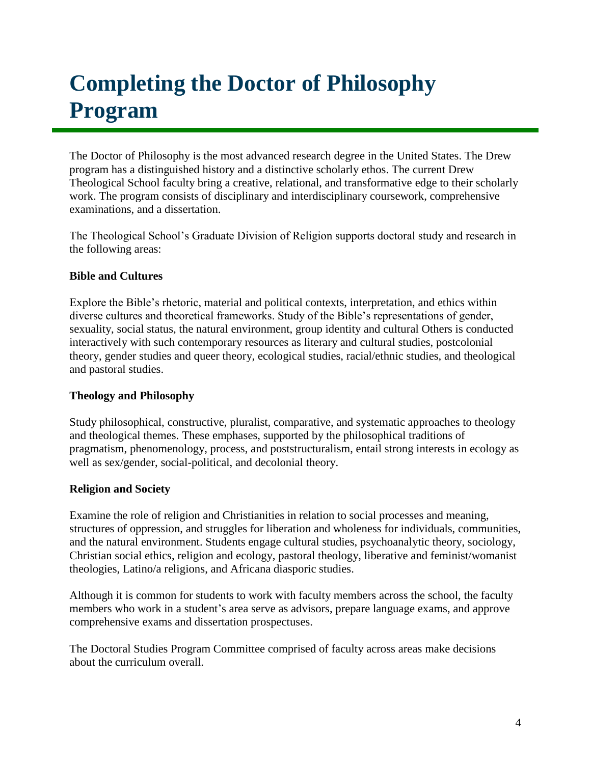# Completing the Doctor of Philosophy Program

The Doctor of Philosophy is the most advanced research degree in the United States. The Drew program has a distinguished history and a distinctive scholarly ethos. The current Drew Theological School faculty bring a creative, relational, and transformative edge to their scholarly work. The program consists of disciplinary and interdisciplinary coursework, comprehensive examinations, and a dissertation.

The Theological School's Graduate Division of Religion supports doctoral study and research in the following areas:

**Bible and Cultures**

Explore the Bible's rhetoric, material and political contexts, interpretation, and ethics within diverse cultures and theoretical frameworks. Study of the Bible's representations of gender, sexuality, social status, the natural environment, group identity and cultural Others is conducted interactively with such contemporary resources as literary and cultural studies, postcolonial theory, gender studies and queer theory, ecological studies, racial/ethnic studies, and theological and pastoral studies.

**Theology and Philosophy**

Study philosophical, constructive, pluralist, comparative, and systematic approaches to theology and theological themes. These emphases, supported by the philosophical traditions of pragmatism, phenomenology, process, and poststructuralism, entail strong interests in ecology as well as sex/gender, social-political, and decolonial theory.

**Religion and Society**

Examine the role of religion and Christianities in relation to social processes and meaning, structures of oppression, and struggles for liberation and wholeness for individuals, communities, and the natural environment. Students engage cultural studies, psychoanalytic theory, sociology, Christian social ethics, religion and ecology, pastoral theology, liberative and feminist/womanist theologies, Latino/a religions, and Africana diasporic studies.

Although it is common for students to work with faculty members across the school, the faculty members who work in a student's area serve as advisors, prepare language exams, and approve comprehensive exams and dissertation prospectuses.

The Doctoral Studies Program Committee comprised of faculty across areas make decisions about the curriculum overall.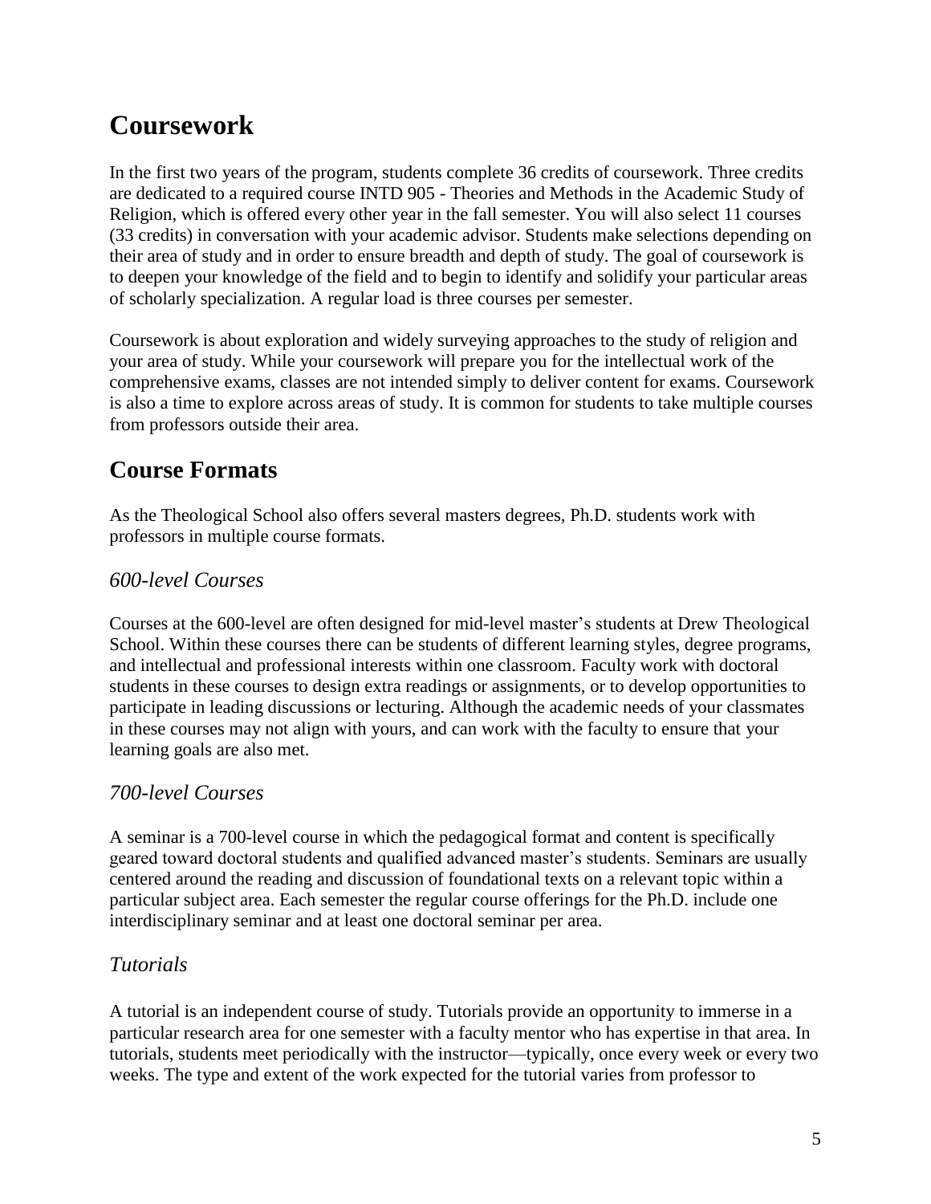# Coursework

In the first two years of the program, students complete 36 credits of coursework. Three credits are dedicated to a required course INTD 905 - Theories and Methods in the Academic Study of Religion, which is offered every other year in the fall semester. You will also select 11 courses (33 credits) in conversation with your academic advisor. Students make selections depending on their area of study and in order to ensure breadth and depth of study. The goal of coursework is to deepen your knowledge of the field and to begin to identify and solidify your particular areas of scholarly specialization. A regular load is three courses per semester.

Coursework is about exploration and widely surveying approaches to the study of religion and your area of study. While your coursework will prepare you for the intellectual work of the comprehensive exams, classes are not intended simply to deliver content for exams. Coursework is also a time to explore across areas of study. It is common for students to take multiple courses from professors outside their area.

# Course Formats

As the Theological School also offers several masters degrees, Ph.D. students work with professors in multiple course formats.

## *600-level Courses*

Courses at the 600-level are often designed for mid-level master's students at Drew Theological School. Within these courses there can be students of different learning styles, degree programs, and intellectual and professional interests within one classroom. Faculty work with doctoral students in these courses to design extra readings or assignments, or to develop opportunities to participate in leading discussions or lecturing. Although the academic needs of your classmates in these courses may not align with yours, and can work with the faculty to ensure that your learning goals are also met.

## *700-level Courses*

A seminar is a 700-level course in which the pedagogical format and content is specifically geared toward doctoral students and qualified advanced master's students. Seminars are usually centered around the reading and discussion of foundational texts on a relevant topic within a particular subject area. Each semester the regular course offerings for the Ph.D. include one interdisciplinary seminar and at least one doctoral seminar per area.

## *Tutorials*

A tutorial is an independent course of study. Tutorials provide an opportunity to immerse in a particular research area for one semester with a faculty mentor who has expertise in that area. In tutorials, students meet periodically with the instructor—typically, once every week or every two weeks. The type and extent of the work expected for the tutorial varies from professor to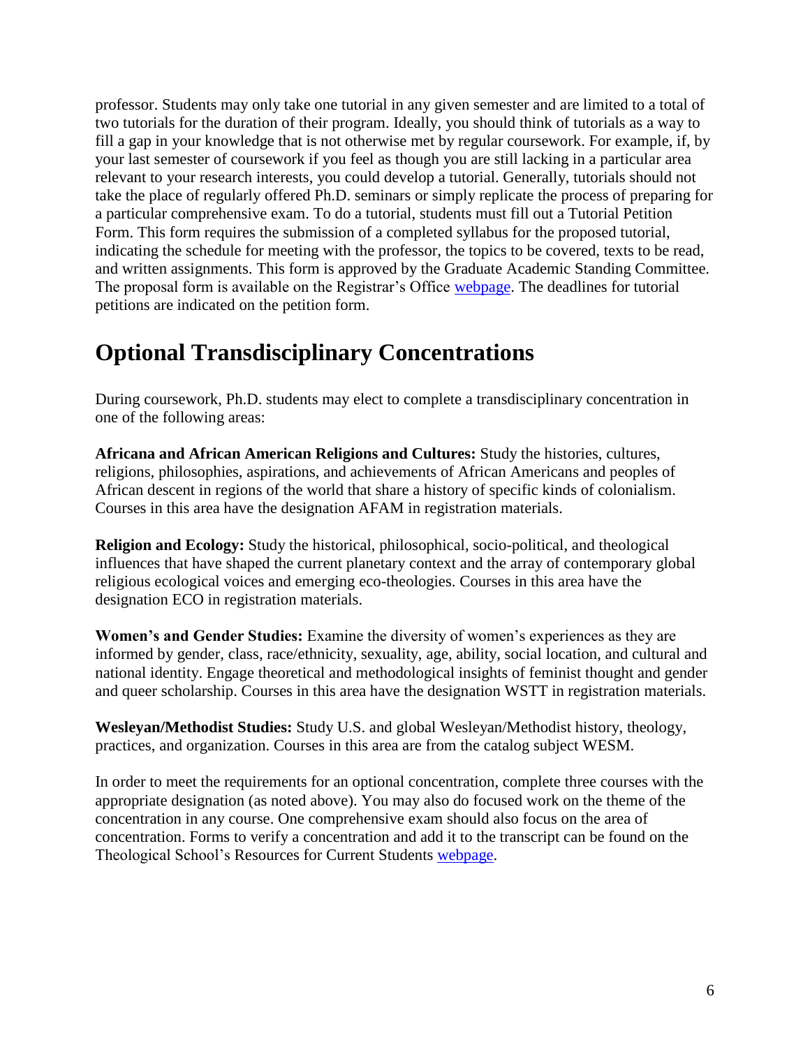professor. Students may only take one tutorial in any given semester and are limited to a total of two tutorials for the duration of their program. Ideally, you should think of tutorials as a way to fill a gap in your knowledge that is not otherwise met by regular coursework. For example, if, by your last semester of coursework if you feel as though you are still lacking in a particular area relevant to your research interests, you could develop a tutorial. Generally, tutorials should not take the place of regularly offered Ph.D. seminars or simply replicate the process of preparing for a particular comprehensive exam. To do a tutorial, students must fill out a Tutorial Petition Form. This form requires the submission of a completed syllabus for the proposed tutorial, indicating the schedule for meeting with the professor, the topics to be covered, texts to be read, and written assignments. This form is approved by the Graduate Academic Standing Committee. The proposal form is available on the Registrar's Office webpage. The deadlines for tutorial petitions are indicated on the petition form.

# Optional Transdisciplinary Concentrations

During coursework, Ph.D. students may elect to complete a transdisciplinary concentration in one of the following areas:

**Africana and African American Religions and Cultures:** Study the histories, cultures, religions, philosophies, aspirations, and achievements of African Americans and peoples of African descent in regions of the world that share a history of specific kinds of colonialism. Courses in this area have the designation AFAM in registration materials.

**Religion and Ecology:** Study the historical, philosophical, socio-political, and theological influences that have shaped the current planetary context and the array of contemporary global religious ecological voices and emerging eco-theologies. Courses in this area have the designation ECO in registration materials.

**Women's and Gender Studies:** Examine the diversity of women's experiences as they are informed by gender, class, race/ethnicity, sexuality, age, ability, social location, and cultural and national identity. Engage theoretical and methodological insights of feminist thought and gender and queer scholarship. Courses in this area have the designation WSTT in registration materials.

**Wesleyan/Methodist Studies:** Study U.S. and global Wesleyan/Methodist history, theology, practices, and organization. Courses in this area are from the catalog subject WESM.

In order to meet the requirements for an optional concentration, complete three courses with the appropriate designation (as noted above). You may also do focused work on the theme of the concentration in any course. One comprehensive exam should also focus on the area of concentration. Forms to verify a concentration and add it to the transcript can be found on the Theological School's Resources for Current Students webpage.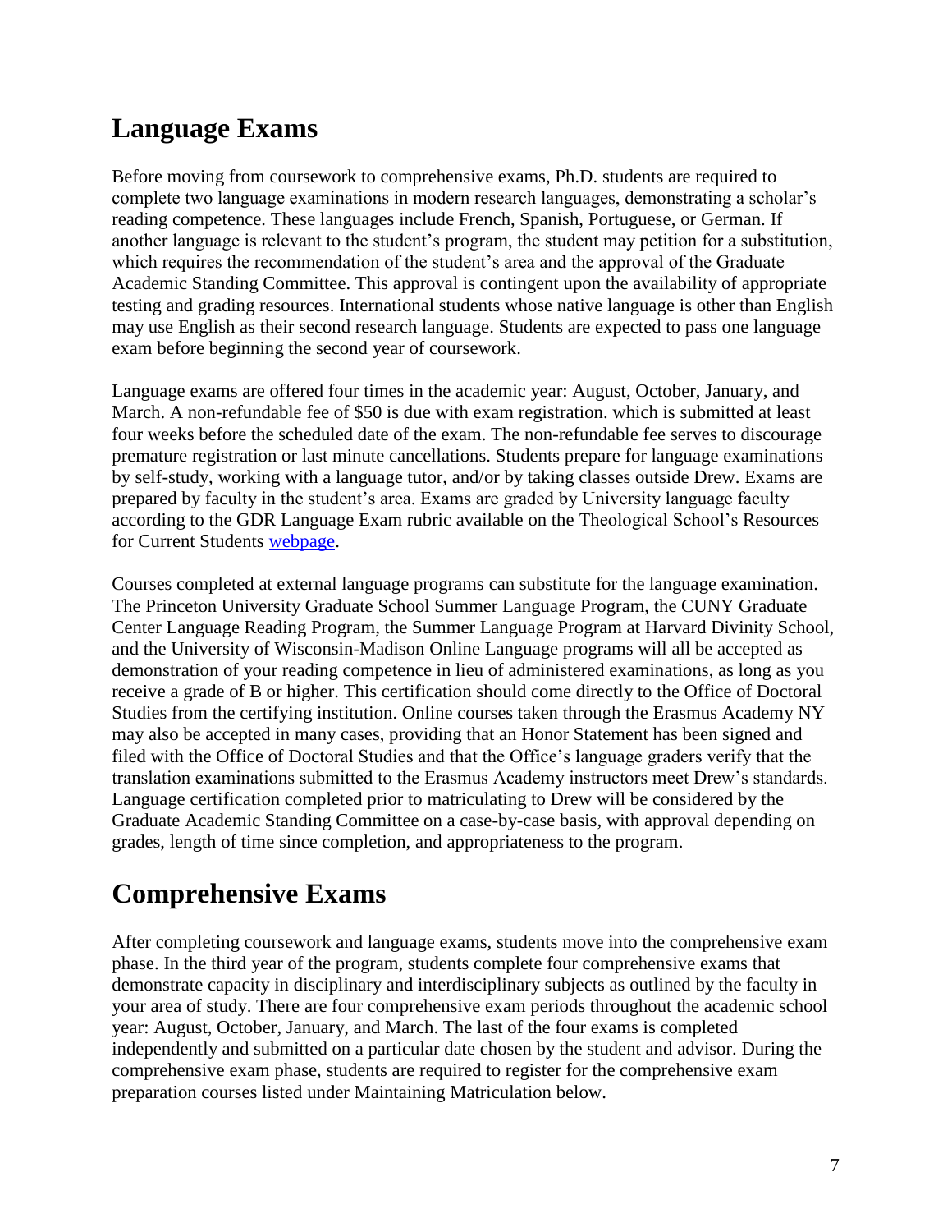## Language Exams

Before moving from coursework to comprehensive exams, Ph.D. students are required to complete two language examinations in modern research languages, demonstrating a scholar's reading competence. These languages include French, Spanish, Portuguese, or German. If another language is relevant to the student's program, the student may petition for a substitution, which requires the recommendation of the student's area and the approval of the Graduate Academic Standing Committee. This approval is contingent upon the availability of appropriate testing and grading resources. International students whose native language is other than English may use English as their second research language. Students are expected to pass one language exam before beginning the second year of coursework.

Language exams are offered four times in the academic year: August, October, January, and March. A non-refundable fee of $50 is due with exam registration. which is submitted at least four weeks before the scheduled date of the exam. The non-refundable fee serves to discourage premature registration or last minute cancellations. Students prepare for language examinations by self-study, working with a language tutor, and/or by taking classes outside Drew. Exams are prepared by faculty in the student's area. Exams are graded by University language faculty according to the GDR Language Exam rubric available on the Theological School's Resources for Current Students webpage.

Courses completed at external language programs can substitute for the language examination. The Princeton University Graduate School Summer Language Program, the CUNY Graduate Center Language Reading Program, the Summer Language Program at Harvard Divinity School, and the University of Wisconsin-Madison Online Language programs will all be accepted as demonstration of your reading competence in lieu of administered examinations, as long as you receive a grade of B or higher. This certification should come directly to the Office of Doctoral Studies from the certifying institution. Online courses taken through the Erasmus Academy NY may also be accepted in many cases, providing that an Honor Statement has been signed and filed with the Office of Doctoral Studies and that the Office's language graders verify that the translation examinations submitted to the Erasmus Academy instructors meet Drew's standards. Language certification completed prior to matriculating to Drew will be considered by the Graduate Academic Standing Committee on a case-by-case basis, with approval depending on grades, length of time since completion, and appropriateness to the program.

## Comprehensive Exams

After completing coursework and language exams, students move into the comprehensive exam phase. In the third year of the program, students complete four comprehensive exams that demonstrate capacity in disciplinary and interdisciplinary subjects as outlined by the faculty in your area of study. There are four comprehensive exam periods throughout the academic school year: August, October, January, and March. The last of the four exams is completed independently and submitted on a particular date chosen by the student and advisor. During the comprehensive exam phase, students are required to register for the comprehensive exam preparation courses listed under Maintaining Matriculation below.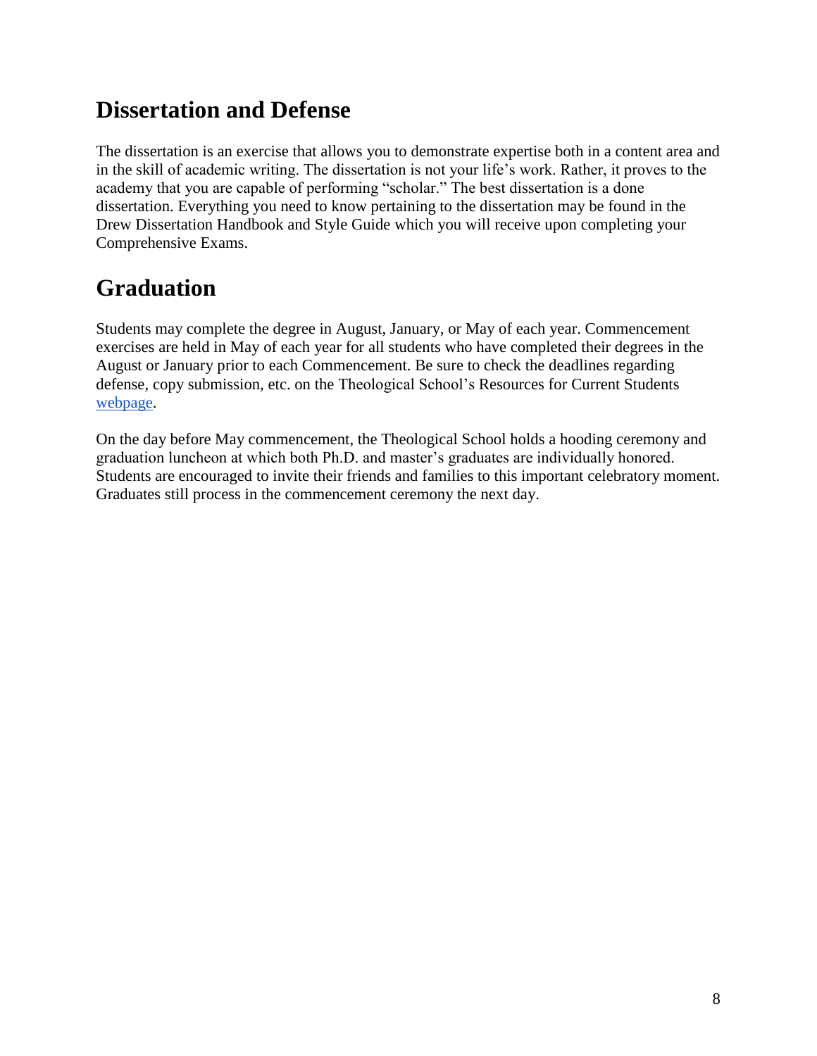## Dissertation and Defense

The dissertation is an exercise that allows you to demonstrate expertise both in a content area and in the skill of academic writing. The dissertation is not your life's work. Rather, it proves to the academy that you are capable of performing "scholar." The best dissertation is a done dissertation. Everything you need to know pertaining to the dissertation may be found in the Drew Dissertation Handbook and Style Guide which you will receive upon completing your Comprehensive Exams.

## Graduation

Students may complete the degree in August, January, or May of each year. Commencement exercises are held in May of each year for all students who have completed their degrees in the August or January prior to each Commencement. Be sure to check the deadlines regarding defense, copy submission, etc. on the Theological School's Resources for Current Students webpage.

On the day before May commencement, the Theological School holds a hooding ceremony and graduation luncheon at which both Ph.D. and master's graduates are individually honored. Students are encouraged to invite their friends and families to this important celebratory moment. Graduates still process in the commencement ceremony the next day.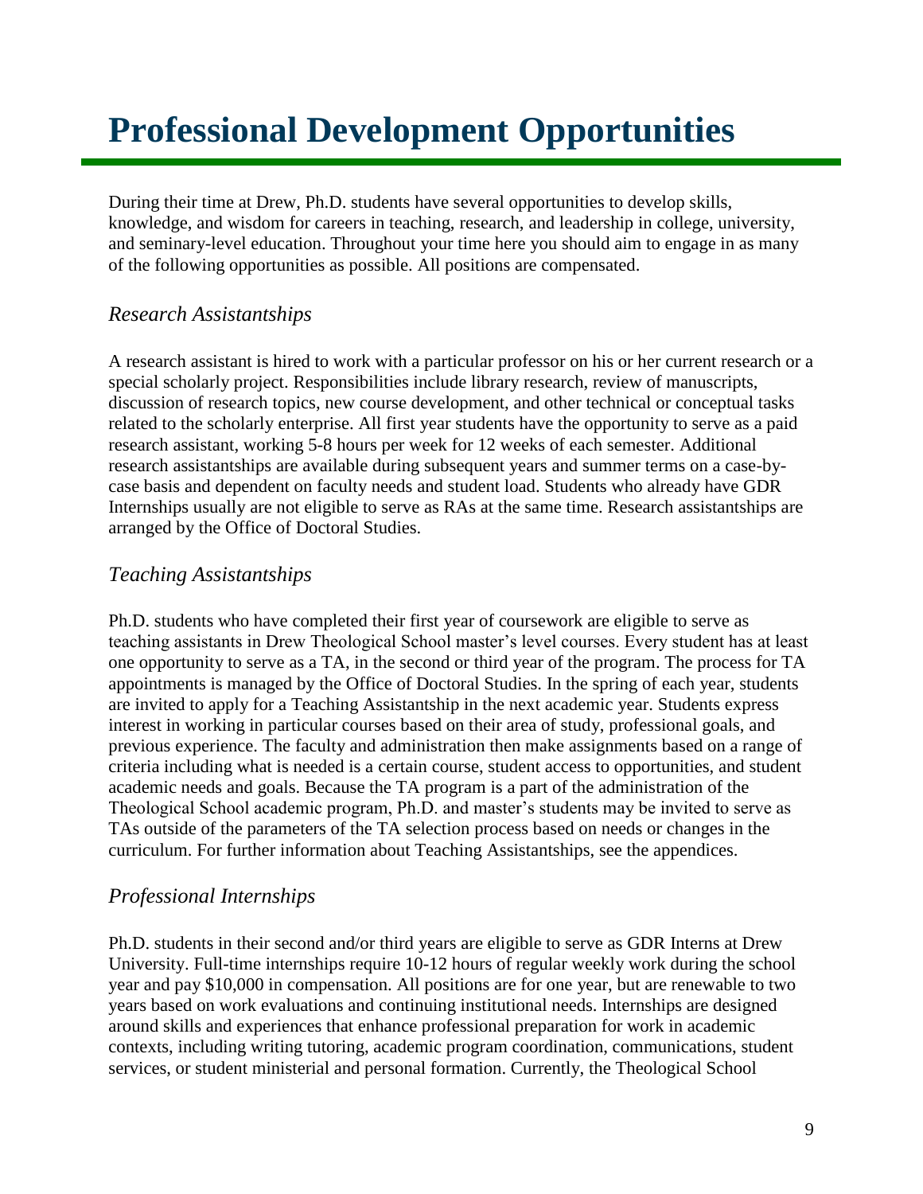# Professional Development Opportunities

During their time at Drew, Ph.D. students have several opportunities to develop skills, knowledge, and wisdom for careers in teaching, research, and leadership in college, university, and seminary-level education. Throughout your time here you should aim to engage in as many of the following opportunities as possible. All positions are compensated.

## *Research Assistantships*

A research assistant is hired to work with a particular professor on his or her current research or a special scholarly project. Responsibilities include library research, review of manuscripts, discussion of research topics, new course development, and other technical or conceptual tasks related to the scholarly enterprise. All first year students have the opportunity to serve as a paid research assistant, working 5-8 hours per week for 12 weeks of each semester. Additional research assistantships are available during subsequent years and summer terms on a case-by-case basis and dependent on faculty needs and student load. Students who already have GDR Internships usually are not eligible to serve as RAs at the same time. Research assistantships are arranged by the Office of Doctoral Studies.

## *Teaching Assistantships*

Ph.D. students who have completed their first year of coursework are eligible to serve as teaching assistants in Drew Theological School master's level courses. Every student has at least one opportunity to serve as a TA, in the second or third year of the program. The process for TA appointments is managed by the Office of Doctoral Studies. In the spring of each year, students are invited to apply for a Teaching Assistantship in the next academic year. Students express interest in working in particular courses based on their area of study, professional goals, and previous experience. The faculty and administration then make assignments based on a range of criteria including what is needed is a certain course, student access to opportunities, and student academic needs and goals. Because the TA program is a part of the administration of the Theological School academic program, Ph.D. and master's students may be invited to serve as TAs outside of the parameters of the TA selection process based on needs or changes in the curriculum. For further information about Teaching Assistantships, see the appendices.

## *Professional Internships*

Ph.D. students in their second and/or third years are eligible to serve as GDR Interns at Drew University. Full-time internships require 10-12 hours of regular weekly work during the school year and pay $10,000 in compensation. All positions are for one year, but are renewable to two years based on work evaluations and continuing institutional needs. Internships are designed around skills and experiences that enhance professional preparation for work in academic contexts, including writing tutoring, academic program coordination, communications, student services, or student ministerial and personal formation. Currently, the Theological School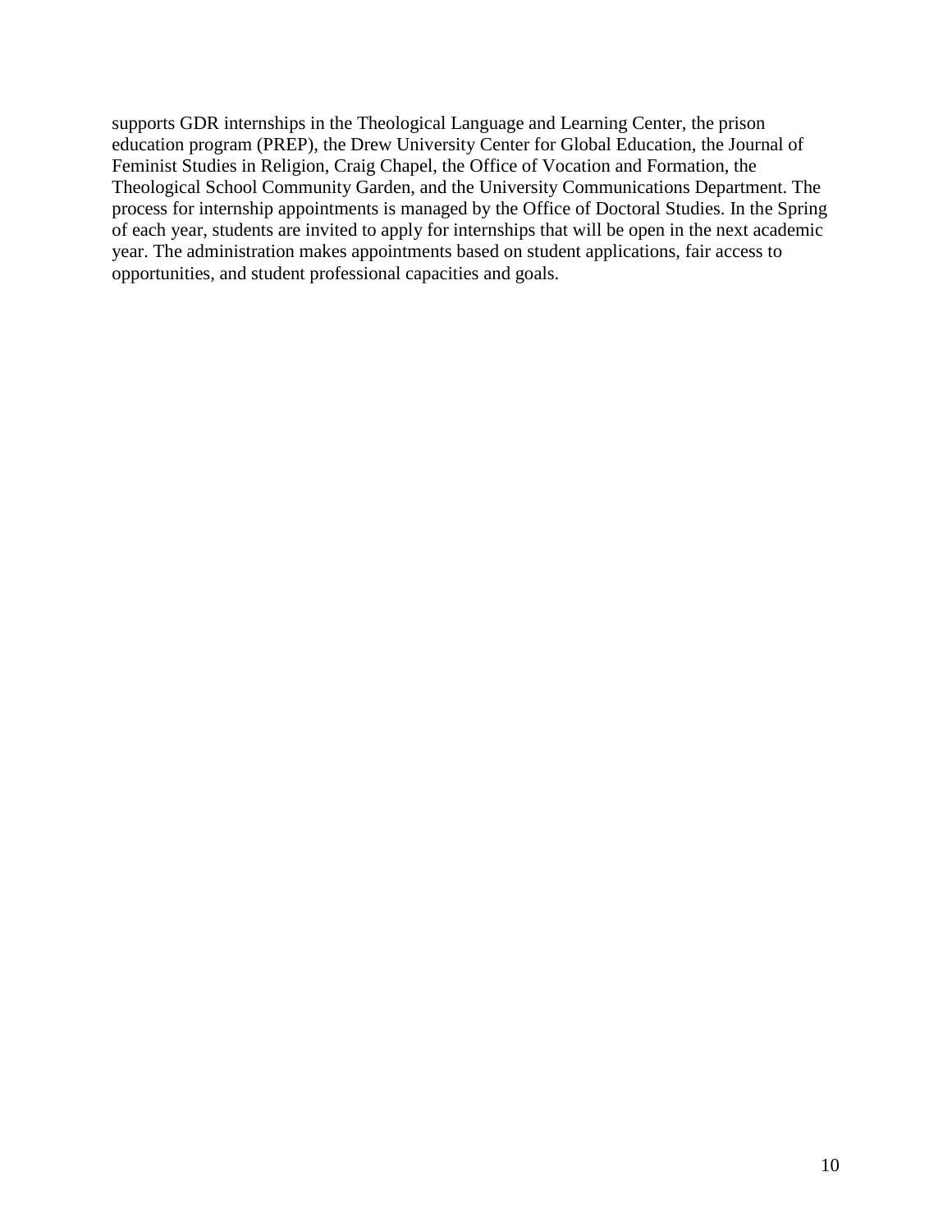supports GDR internships in the Theological Language and Learning Center, the prison education program (PREP), the Drew University Center for Global Education, the Journal of Feminist Studies in Religion, Craig Chapel, the Office of Vocation and Formation, the Theological School Community Garden, and the University Communications Department. The process for internship appointments is managed by the Office of Doctoral Studies. In the Spring of each year, students are invited to apply for internships that will be open in the next academic year. The administration makes appointments based on student applications, fair access to opportunities, and student professional capacities and goals.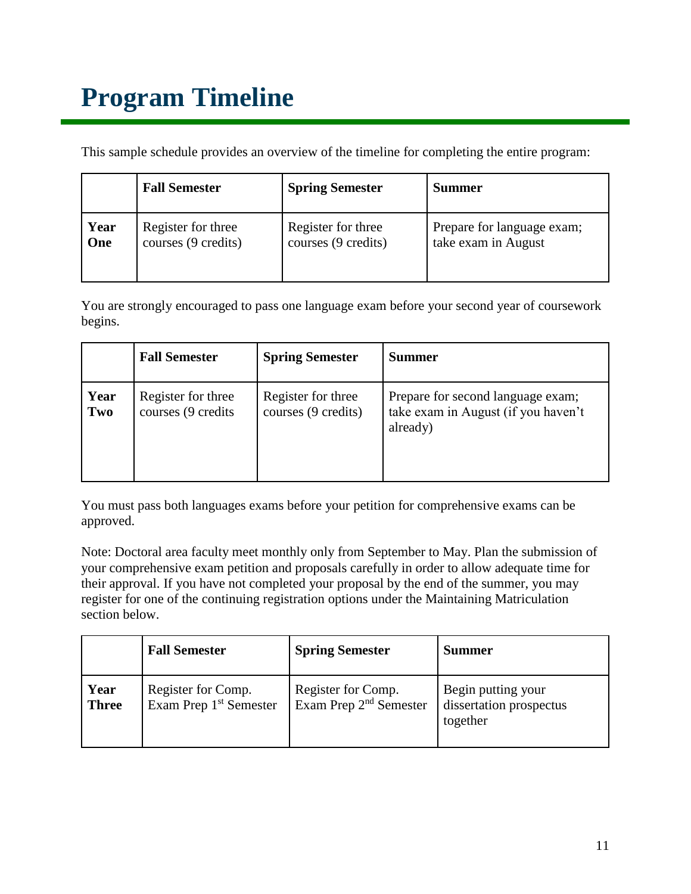# Program Timeline

This sample schedule provides an overview of the timeline for completing the entire program:

| | **Fall Semester** | **Spring Semester** | **Summer** |
|---|---|---|---|
| **Year One** | Register for three courses (9 credits) | Register for three courses (9 credits) | Prepare for language exam; take exam in August |

You are strongly encouraged to pass one language exam before your second year of coursework begins.

| | **Fall Semester** | **Spring Semester** | **Summer** |
|---|---|---|---|
| **Year Two** | Register for three courses (9 credits | Register for three courses (9 credits) | Prepare for second language exam; take exam in August (if you haven't already) |

You must pass both languages exams before your petition for comprehensive exams can be approved.

Note: Doctoral area faculty meet monthly only from September to May. Plan the submission of your comprehensive exam petition and proposals carefully in order to allow adequate time for their approval. If you have not completed your proposal by the end of the summer, you may register for one of the continuing registration options under the Maintaining Matriculation section below.

| | **Fall Semester** | **Spring Semester** | **Summer** |
|---|---|---|---|
| **Year Three** | Register for Comp. Exam Prep 1st Semester | Register for Comp. Exam Prep 2nd Semester | Begin putting your dissertation prospectus together |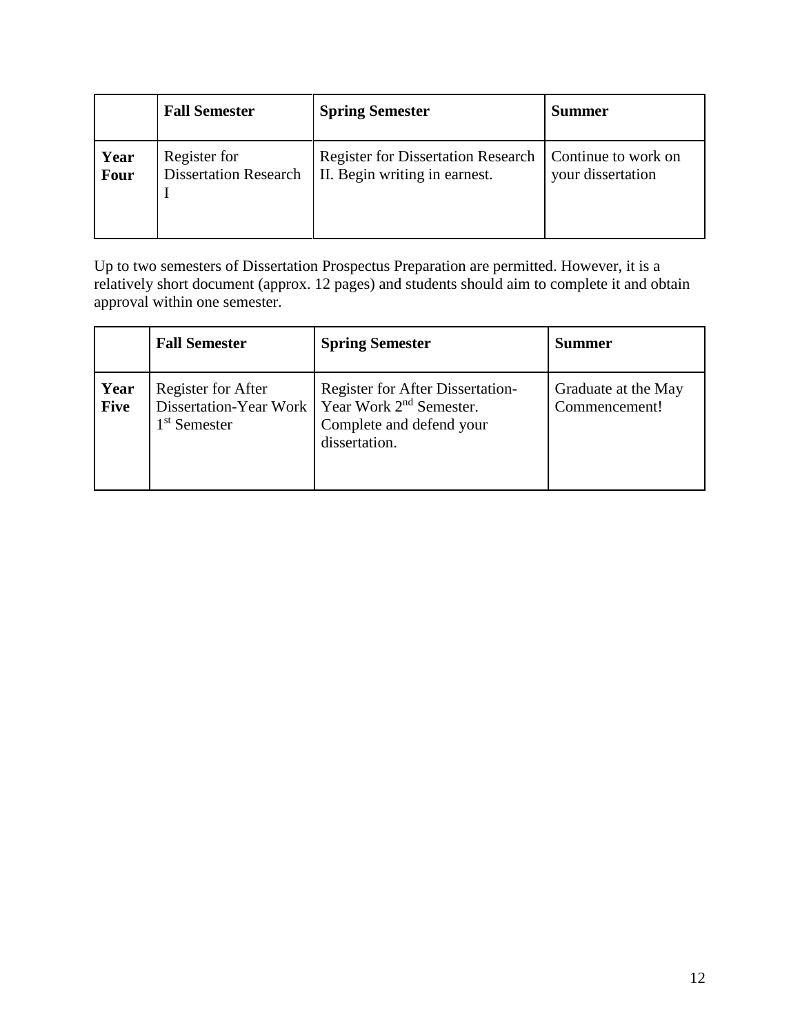| | **Fall Semester** | **Spring Semester** | **Summer** |
|---|---|---|---|
| **Year Four** | Register for Dissertation Research I | Register for Dissertation Research II. Begin writing in earnest. | Continue to work on your dissertation |

Up to two semesters of Dissertation Prospectus Preparation are permitted. However, it is a relatively short document (approx. 12 pages) and students should aim to complete it and obtain approval within one semester.

| | **Fall Semester** | **Spring Semester** | **Summer** |
|---|---|---|---|
| **Year Five** | Register for After Dissertation-Year Work 1st Semester | Register for After Dissertation-Year Work 2nd Semester. Complete and defend your dissertation. | Graduate at the May Commencement! |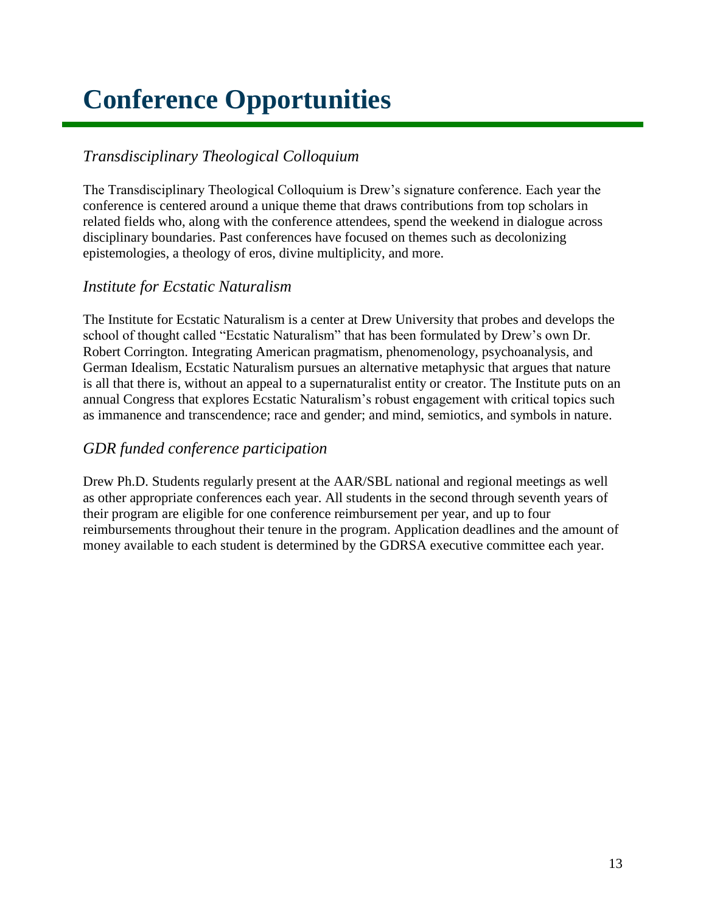# Conference Opportunities

## *Transdisciplinary Theological Colloquium*

The Transdisciplinary Theological Colloquium is Drew's signature conference. Each year the conference is centered around a unique theme that draws contributions from top scholars in related fields who, along with the conference attendees, spend the weekend in dialogue across disciplinary boundaries. Past conferences have focused on themes such as decolonizing epistemologies, a theology of eros, divine multiplicity, and more.

## *Institute for Ecstatic Naturalism*

The Institute for Ecstatic Naturalism is a center at Drew University that probes and develops the school of thought called "Ecstatic Naturalism" that has been formulated by Drew's own Dr. Robert Corrington. Integrating American pragmatism, phenomenology, psychoanalysis, and German Idealism, Ecstatic Naturalism pursues an alternative metaphysic that argues that nature is all that there is, without an appeal to a supernaturalist entity or creator. The Institute puts on an annual Congress that explores Ecstatic Naturalism's robust engagement with critical topics such as immanence and transcendence; race and gender; and mind, semiotics, and symbols in nature.

## *GDR funded conference participation*

Drew Ph.D. Students regularly present at the AAR/SBL national and regional meetings as well as other appropriate conferences each year. All students in the second through seventh years of their program are eligible for one conference reimbursement per year, and up to four reimbursements throughout their tenure in the program. Application deadlines and the amount of money available to each student is determined by the GDRSA executive committee each year.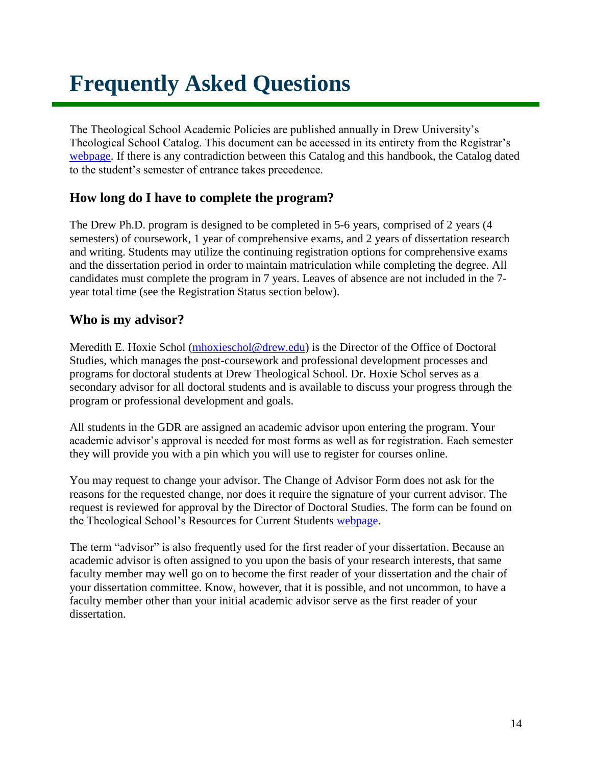# Frequently Asked Questions

The Theological School Academic Policies are published annually in Drew University's Theological School Catalog. This document can be accessed in its entirety from the Registrar's [webpage](). If there is any contradiction between this Catalog and this handbook, the Catalog dated to the student's semester of entrance takes precedence.

## How long do I have to complete the program?

The Drew Ph.D. program is designed to be completed in 5-6 years, comprised of 2 years (4 semesters) of coursework, 1 year of comprehensive exams, and 2 years of dissertation research and writing. Students may utilize the continuing registration options for comprehensive exams and the dissertation period in order to maintain matriculation while completing the degree. All candidates must complete the program in 7 years. Leaves of absence are not included in the 7-year total time (see the Registration Status section below).

## Who is my advisor?

Meredith E. Hoxie Schol (mhoxieschol@drew.edu) is the Director of the Office of Doctoral Studies, which manages the post-coursework and professional development processes and programs for doctoral students at Drew Theological School. Dr. Hoxie Schol serves as a secondary advisor for all doctoral students and is available to discuss your progress through the program or professional development and goals.

All students in the GDR are assigned an academic advisor upon entering the program. Your academic advisor's approval is needed for most forms as well as for registration. Each semester they will provide you with a pin which you will use to register for courses online.

You may request to change your advisor. The Change of Advisor Form does not ask for the reasons for the requested change, nor does it require the signature of your current advisor. The request is reviewed for approval by the Director of Doctoral Studies. The form can be found on the Theological School's Resources for Current Students [webpage]().

The term "advisor" is also frequently used for the first reader of your dissertation. Because an academic advisor is often assigned to you upon the basis of your research interests, that same faculty member may well go on to become the first reader of your dissertation and the chair of your dissertation committee. Know, however, that it is possible, and not uncommon, to have a faculty member other than your initial academic advisor serve as the first reader of your dissertation.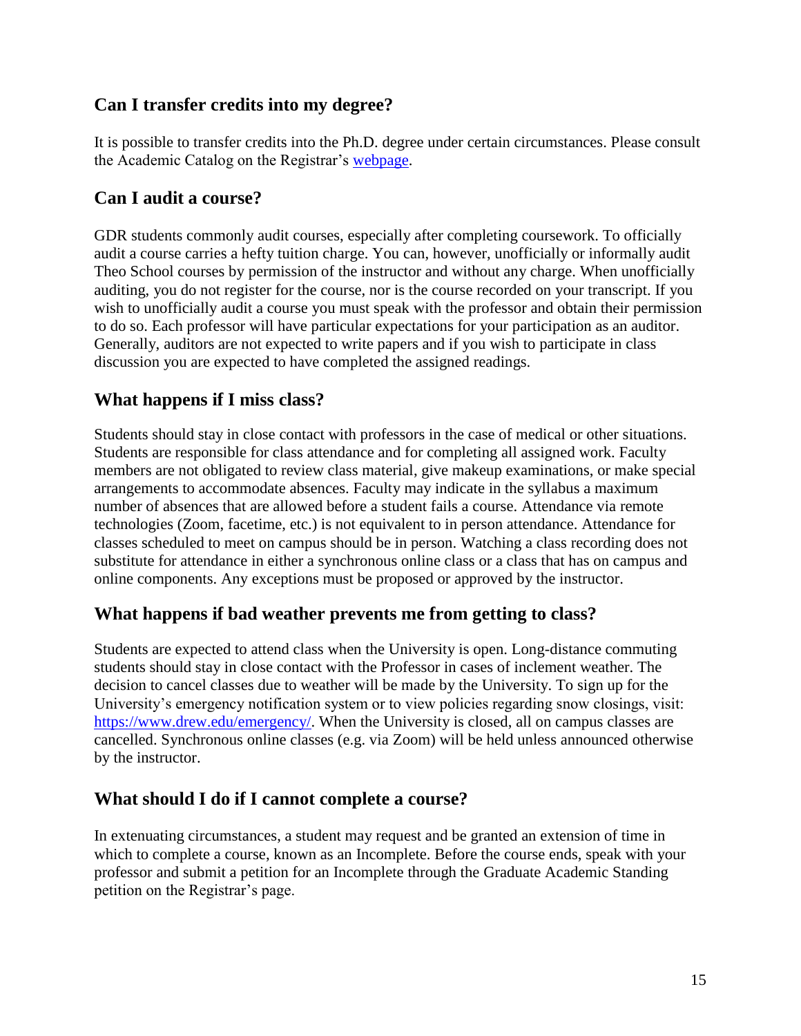## Can I transfer credits into my degree?

It is possible to transfer credits into the Ph.D. degree under certain circumstances. Please consult the Academic Catalog on the Registrar's webpage.

## Can I audit a course?

GDR students commonly audit courses, especially after completing coursework. To officially audit a course carries a hefty tuition charge. You can, however, unofficially or informally audit Theo School courses by permission of the instructor and without any charge. When unofficially auditing, you do not register for the course, nor is the course recorded on your transcript. If you wish to unofficially audit a course you must speak with the professor and obtain their permission to do so. Each professor will have particular expectations for your participation as an auditor. Generally, auditors are not expected to write papers and if you wish to participate in class discussion you are expected to have completed the assigned readings.

## What happens if I miss class?

Students should stay in close contact with professors in the case of medical or other situations. Students are responsible for class attendance and for completing all assigned work. Faculty members are not obligated to review class material, give makeup examinations, or make special arrangements to accommodate absences. Faculty may indicate in the syllabus a maximum number of absences that are allowed before a student fails a course. Attendance via remote technologies (Zoom, facetime, etc.) is not equivalent to in person attendance. Attendance for classes scheduled to meet on campus should be in person. Watching a class recording does not substitute for attendance in either a synchronous online class or a class that has on campus and online components. Any exceptions must be proposed or approved by the instructor.

## What happens if bad weather prevents me from getting to class?

Students are expected to attend class when the University is open. Long-distance commuting students should stay in close contact with the Professor in cases of inclement weather. The decision to cancel classes due to weather will be made by the University. To sign up for the University's emergency notification system or to view policies regarding snow closings, visit: https://www.drew.edu/emergency/. When the University is closed, all on campus classes are cancelled. Synchronous online classes (e.g. via Zoom) will be held unless announced otherwise by the instructor.

## What should I do if I cannot complete a course?

In extenuating circumstances, a student may request and be granted an extension of time in which to complete a course, known as an Incomplete. Before the course ends, speak with your professor and submit a petition for an Incomplete through the Graduate Academic Standing petition on the Registrar's page.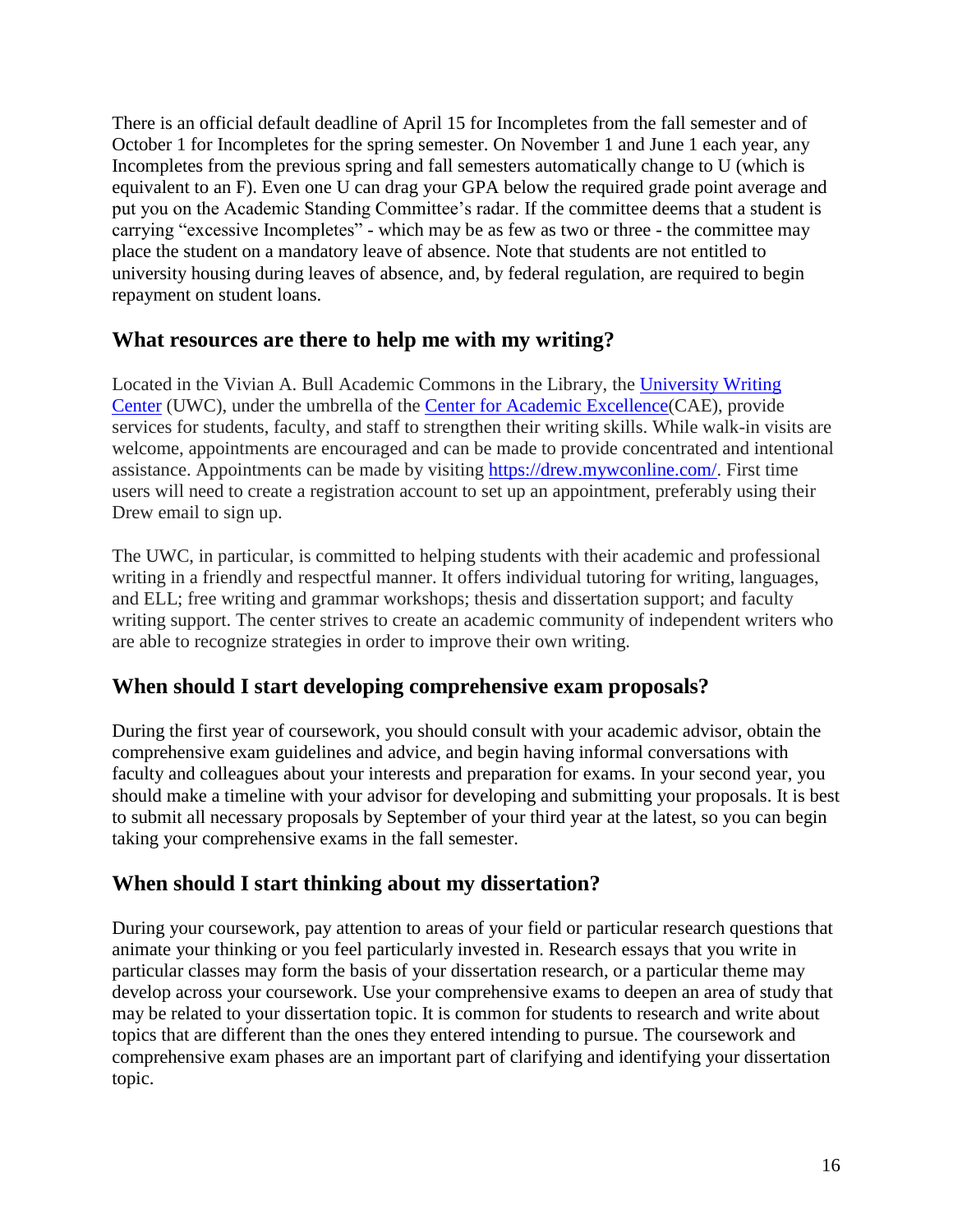There is an official default deadline of April 15 for Incompletes from the fall semester and of October 1 for Incompletes for the spring semester. On November 1 and June 1 each year, any Incompletes from the previous spring and fall semesters automatically change to U (which is equivalent to an F). Even one U can drag your GPA below the required grade point average and put you on the Academic Standing Committee's radar. If the committee deems that a student is carrying "excessive Incompletes" - which may be as few as two or three - the committee may place the student on a mandatory leave of absence. Note that students are not entitled to university housing during leaves of absence, and, by federal regulation, are required to begin repayment on student loans.

## What resources are there to help me with my writing?

Located in the Vivian A. Bull Academic Commons in the Library, the [University Writing Center](#) (UWC), under the umbrella of the [Center for Academic Excellence](#)(CAE), provide services for students, faculty, and staff to strengthen their writing skills. While walk-in visits are welcome, appointments are encouraged and can be made to provide concentrated and intentional assistance. Appointments can be made by visiting [https://drew.mywconline.com/](https://drew.mywconline.com/). First time users will need to create a registration account to set up an appointment, preferably using their Drew email to sign up.

The UWC, in particular, is committed to helping students with their academic and professional writing in a friendly and respectful manner. It offers individual tutoring for writing, languages, and ELL; free writing and grammar workshops; thesis and dissertation support; and faculty writing support. The center strives to create an academic community of independent writers who are able to recognize strategies in order to improve their own writing.

## When should I start developing comprehensive exam proposals?

During the first year of coursework, you should consult with your academic advisor, obtain the comprehensive exam guidelines and advice, and begin having informal conversations with faculty and colleagues about your interests and preparation for exams. In your second year, you should make a timeline with your advisor for developing and submitting your proposals. It is best to submit all necessary proposals by September of your third year at the latest, so you can begin taking your comprehensive exams in the fall semester.

## When should I start thinking about my dissertation?

During your coursework, pay attention to areas of your field or particular research questions that animate your thinking or you feel particularly invested in. Research essays that you write in particular classes may form the basis of your dissertation research, or a particular theme may develop across your coursework. Use your comprehensive exams to deepen an area of study that may be related to your dissertation topic. It is common for students to research and write about topics that are different than the ones they entered intending to pursue. The coursework and comprehensive exam phases are an important part of clarifying and identifying your dissertation topic.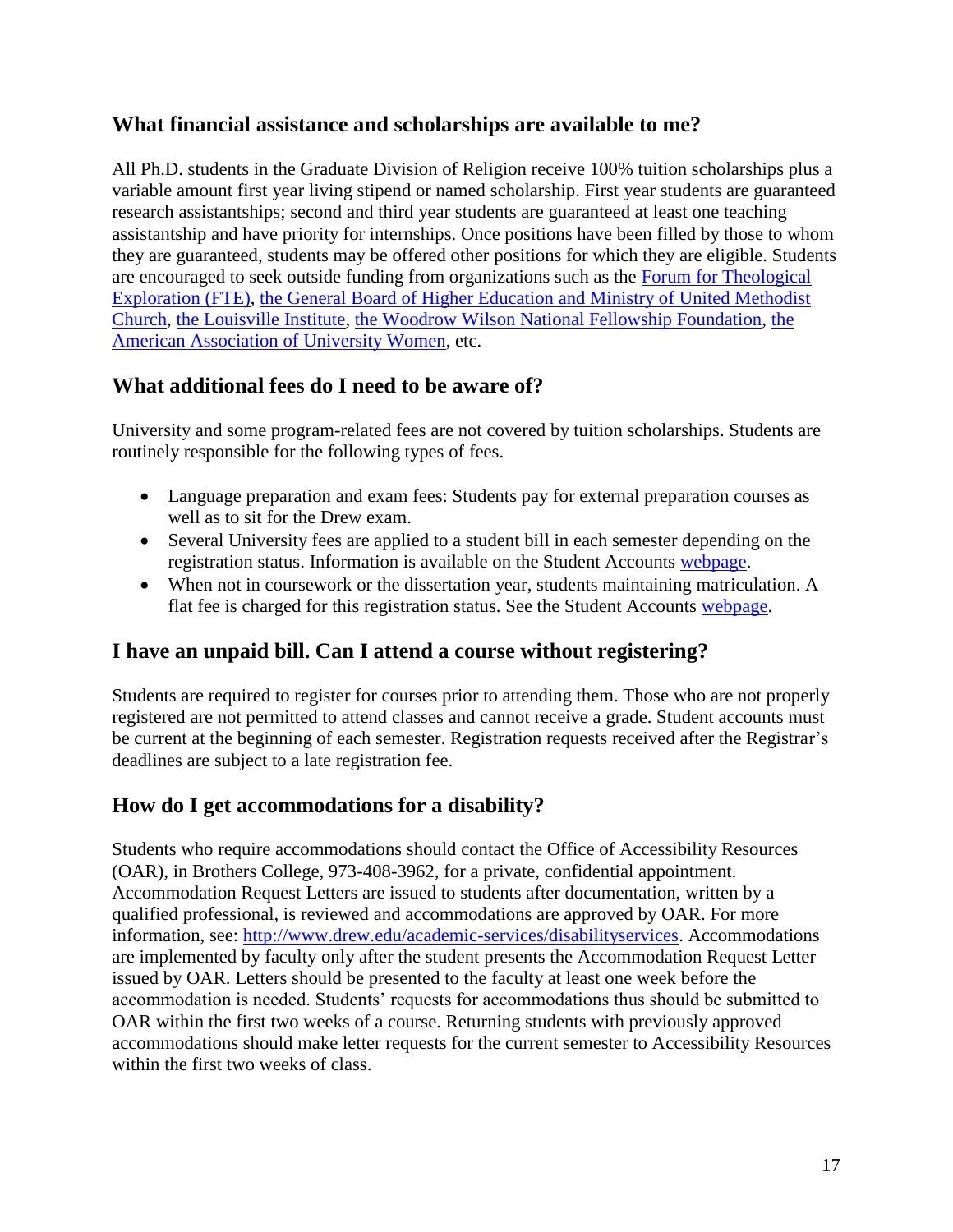## What financial assistance and scholarships are available to me?

All Ph.D. students in the Graduate Division of Religion receive 100% tuition scholarships plus a variable amount first year living stipend or named scholarship. First year students are guaranteed research assistantships; second and third year students are guaranteed at least one teaching assistantship and have priority for internships. Once positions have been filled by those to whom they are guaranteed, students may be offered other positions for which they are eligible. Students are encouraged to seek outside funding from organizations such as the Forum for Theological Exploration (FTE), the General Board of Higher Education and Ministry of United Methodist Church, the Louisville Institute, the Woodrow Wilson National Fellowship Foundation, the American Association of University Women, etc.

## What additional fees do I need to be aware of?

University and some program-related fees are not covered by tuition scholarships. Students are routinely responsible for the following types of fees.

- Language preparation and exam fees: Students pay for external preparation courses as well as to sit for the Drew exam.
- Several University fees are applied to a student bill in each semester depending on the registration status. Information is available on the Student Accounts webpage.
- When not in coursework or the dissertation year, students maintaining matriculation. A flat fee is charged for this registration status. See the Student Accounts webpage.

## I have an unpaid bill. Can I attend a course without registering?

Students are required to register for courses prior to attending them. Those who are not properly registered are not permitted to attend classes and cannot receive a grade. Student accounts must be current at the beginning of each semester. Registration requests received after the Registrar's deadlines are subject to a late registration fee.

## How do I get accommodations for a disability?

Students who require accommodations should contact the Office of Accessibility Resources (OAR), in Brothers College, 973-408-3962, for a private, confidential appointment. Accommodation Request Letters are issued to students after documentation, written by a qualified professional, is reviewed and accommodations are approved by OAR. For more information, see: http://www.drew.edu/academic-services/disabilityservices. Accommodations are implemented by faculty only after the student presents the Accommodation Request Letter issued by OAR. Letters should be presented to the faculty at least one week before the accommodation is needed. Students' requests for accommodations thus should be submitted to OAR within the first two weeks of a course. Returning students with previously approved accommodations should make letter requests for the current semester to Accessibility Resources within the first two weeks of class.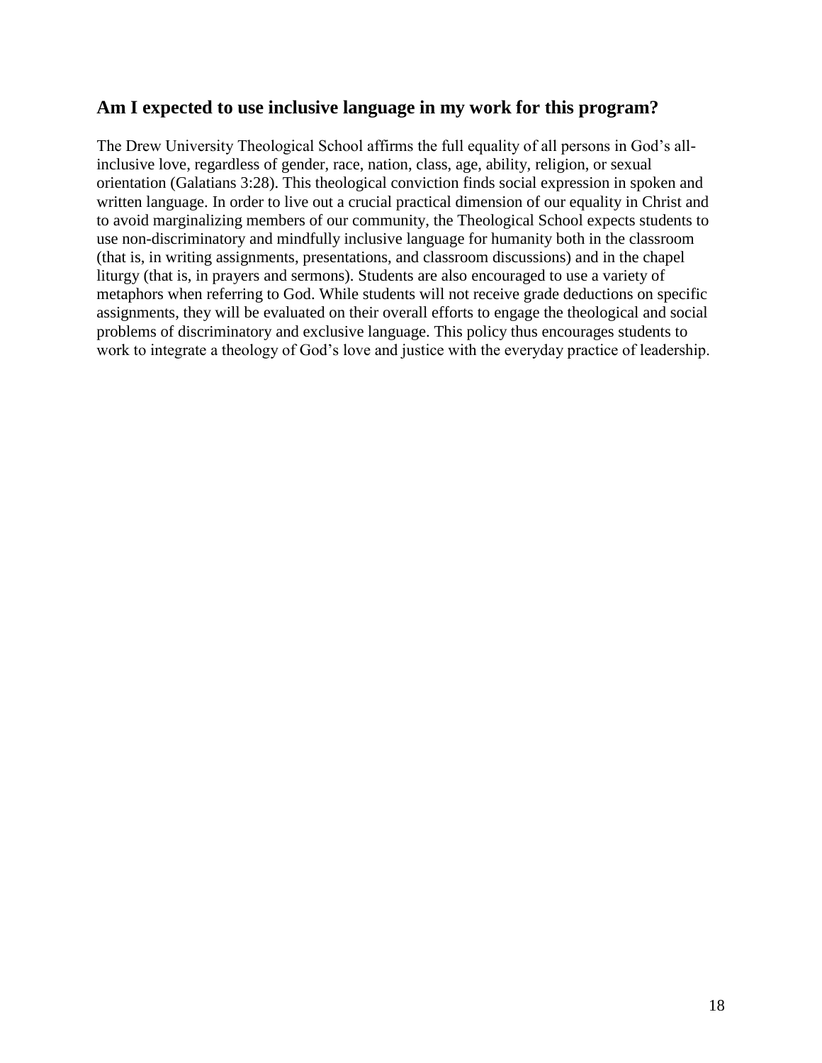## Am I expected to use inclusive language in my work for this program?

The Drew University Theological School affirms the full equality of all persons in God's all-inclusive love, regardless of gender, race, nation, class, age, ability, religion, or sexual orientation (Galatians 3:28). This theological conviction finds social expression in spoken and written language. In order to live out a crucial practical dimension of our equality in Christ and to avoid marginalizing members of our community, the Theological School expects students to use non-discriminatory and mindfully inclusive language for humanity both in the classroom (that is, in writing assignments, presentations, and classroom discussions) and in the chapel liturgy (that is, in prayers and sermons). Students are also encouraged to use a variety of metaphors when referring to God. While students will not receive grade deductions on specific assignments, they will be evaluated on their overall efforts to engage the theological and social problems of discriminatory and exclusive language. This policy thus encourages students to work to integrate a theology of God's love and justice with the everyday practice of leadership.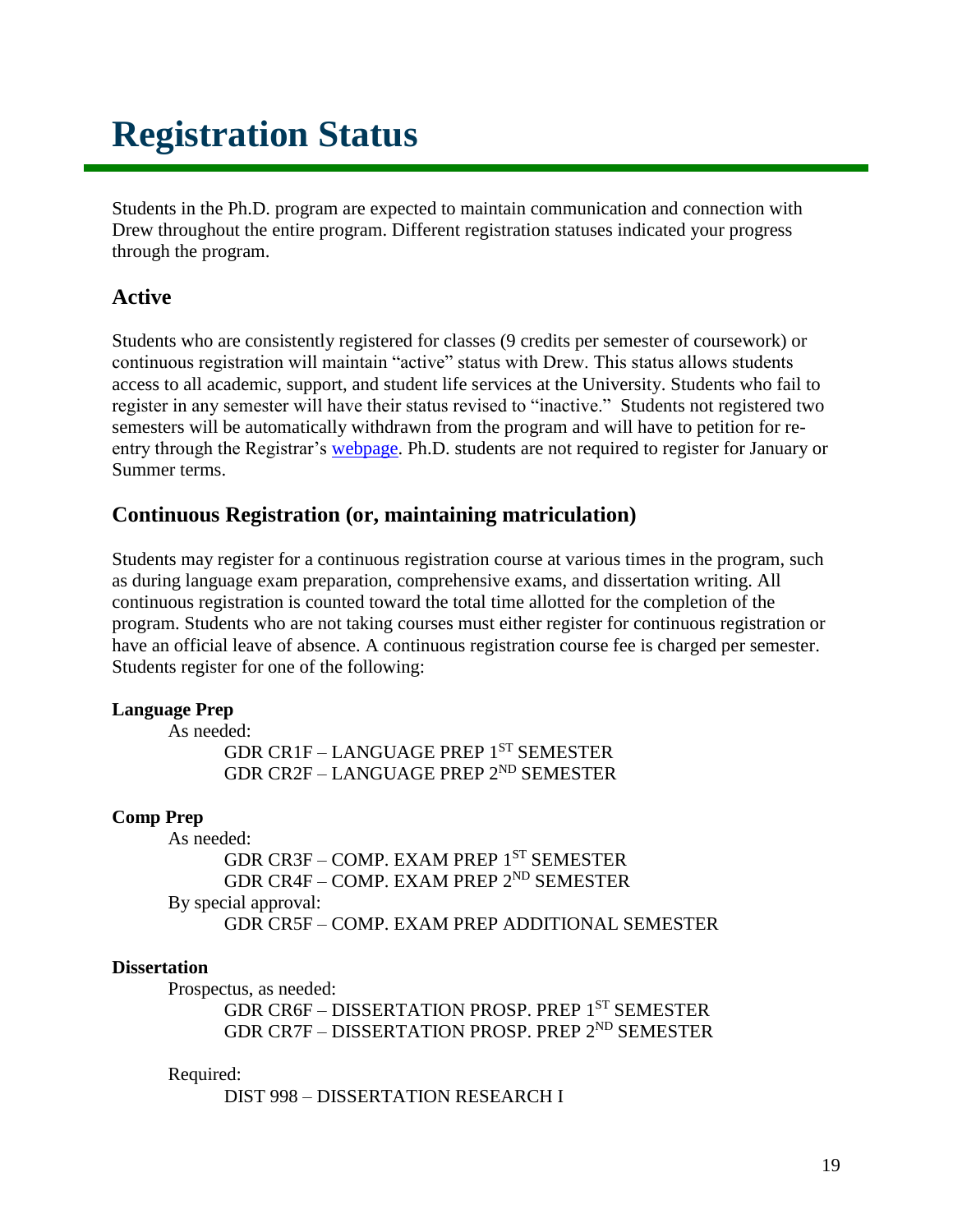# Registration Status

Students in the Ph.D. program are expected to maintain communication and connection with Drew throughout the entire program. Different registration statuses indicated your progress through the program.

## Active

Students who are consistently registered for classes (9 credits per semester of coursework) or continuous registration will maintain "active" status with Drew. This status allows students access to all academic, support, and student life services at the University. Students who fail to register in any semester will have their status revised to "inactive." Students not registered two semesters will be automatically withdrawn from the program and will have to petition for re-entry through the Registrar's webpage. Ph.D. students are not required to register for January or Summer terms.

## Continuous Registration (or, maintaining matriculation)

Students may register for a continuous registration course at various times in the program, such as during language exam preparation, comprehensive exams, and dissertation writing. All continuous registration is counted toward the total time allotted for the completion of the program. Students who are not taking courses must either register for continuous registration or have an official leave of absence. A continuous registration course fee is charged per semester. Students register for one of the following:

**Language Prep**

As needed:

- GDR CR1F – LANGUAGE PREP 1ST SEMESTER
- GDR CR2F – LANGUAGE PREP 2ND SEMESTER

**Comp Prep**

As needed:

- GDR CR3F – COMP. EXAM PREP 1ST SEMESTER
- GDR CR4F – COMP. EXAM PREP 2ND SEMESTER

By special approval:

- GDR CR5F – COMP. EXAM PREP ADDITIONAL SEMESTER

**Dissertation**

Prospectus, as needed:

- GDR CR6F – DISSERTATION PROSP. PREP 1ST SEMESTER
- GDR CR7F – DISSERTATION PROSP. PREP 2ND SEMESTER

Required:

- DIST 998 – DISSERTATION RESEARCH I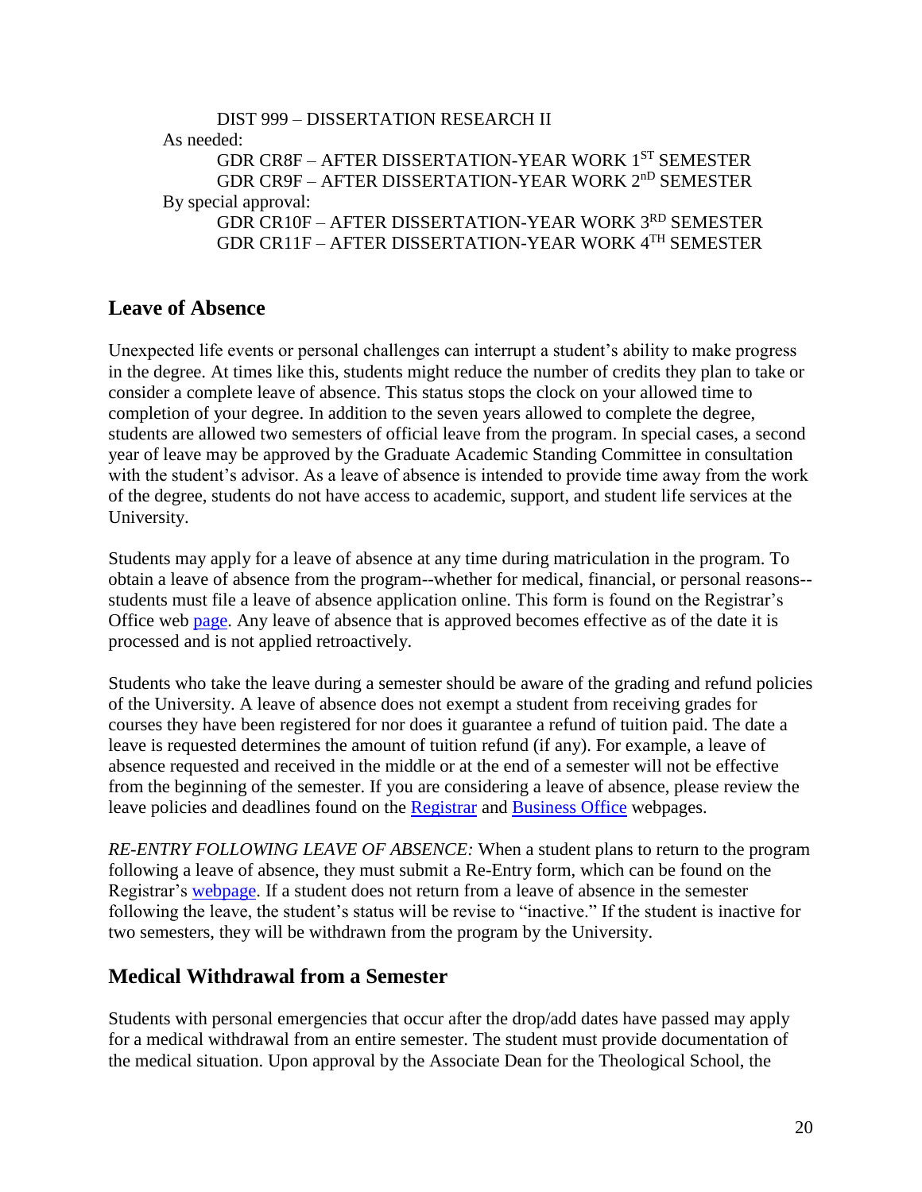DIST 999 – DISSERTATION RESEARCH II

As needed:

GDR CR8F – AFTER DISSERTATION-YEAR WORK 1ST SEMESTER
GDR CR9F – AFTER DISSERTATION-YEAR WORK 2nD SEMESTER

By special approval:

GDR CR10F – AFTER DISSERTATION-YEAR WORK 3RD SEMESTER
GDR CR11F – AFTER DISSERTATION-YEAR WORK 4TH SEMESTER

## Leave of Absence

Unexpected life events or personal challenges can interrupt a student's ability to make progress in the degree. At times like this, students might reduce the number of credits they plan to take or consider a complete leave of absence. This status stops the clock on your allowed time to completion of your degree. In addition to the seven years allowed to complete the degree, students are allowed two semesters of official leave from the program. In special cases, a second year of leave may be approved by the Graduate Academic Standing Committee in consultation with the student's advisor. As a leave of absence is intended to provide time away from the work of the degree, students do not have access to academic, support, and student life services at the University.

Students may apply for a leave of absence at any time during matriculation in the program. To obtain a leave of absence from the program--whether for medical, financial, or personal reasons--students must file a leave of absence application online. This form is found on the Registrar's Office web page. Any leave of absence that is approved becomes effective as of the date it is processed and is not applied retroactively.

Students who take the leave during a semester should be aware of the grading and refund policies of the University. A leave of absence does not exempt a student from receiving grades for courses they have been registered for nor does it guarantee a refund of tuition paid. The date a leave is requested determines the amount of tuition refund (if any). For example, a leave of absence requested and received in the middle or at the end of a semester will not be effective from the beginning of the semester. If you are considering a leave of absence, please review the leave policies and deadlines found on the Registrar and Business Office webpages.

*RE-ENTRY FOLLOWING LEAVE OF ABSENCE:* When a student plans to return to the program following a leave of absence, they must submit a Re-Entry form, which can be found on the Registrar's webpage. If a student does not return from a leave of absence in the semester following the leave, the student's status will be revise to "inactive." If the student is inactive for two semesters, they will be withdrawn from the program by the University.

## Medical Withdrawal from a Semester

Students with personal emergencies that occur after the drop/add dates have passed may apply for a medical withdrawal from an entire semester. The student must provide documentation of the medical situation. Upon approval by the Associate Dean for the Theological School, the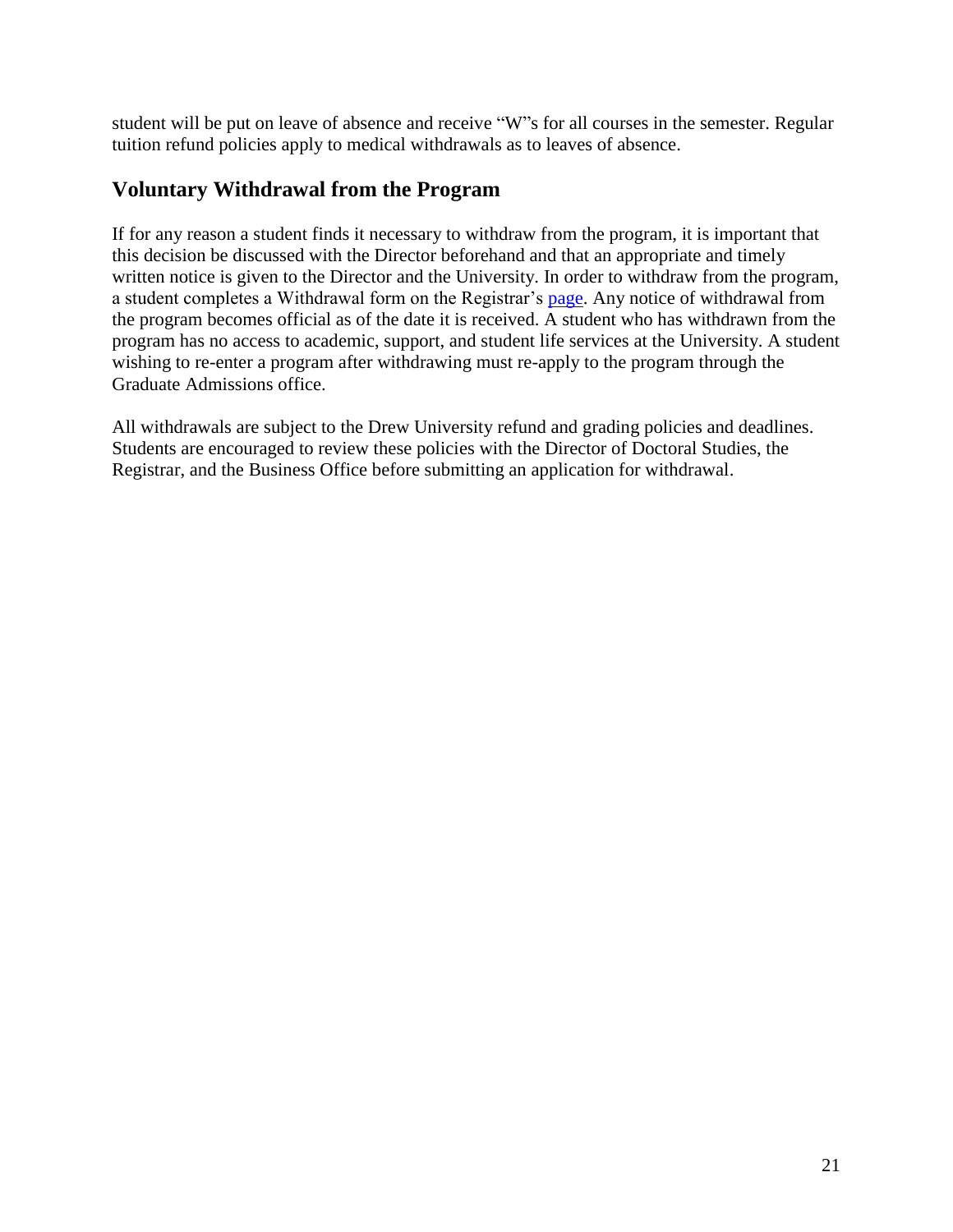student will be put on leave of absence and receive "W"s for all courses in the semester. Regular tuition refund policies apply to medical withdrawals as to leaves of absence.

## Voluntary Withdrawal from the Program

If for any reason a student finds it necessary to withdraw from the program, it is important that this decision be discussed with the Director beforehand and that an appropriate and timely written notice is given to the Director and the University. In order to withdraw from the program, a student completes a Withdrawal form on the Registrar's page. Any notice of withdrawal from the program becomes official as of the date it is received. A student who has withdrawn from the program has no access to academic, support, and student life services at the University. A student wishing to re-enter a program after withdrawing must re-apply to the program through the Graduate Admissions office.

All withdrawals are subject to the Drew University refund and grading policies and deadlines. Students are encouraged to review these policies with the Director of Doctoral Studies, the Registrar, and the Business Office before submitting an application for withdrawal.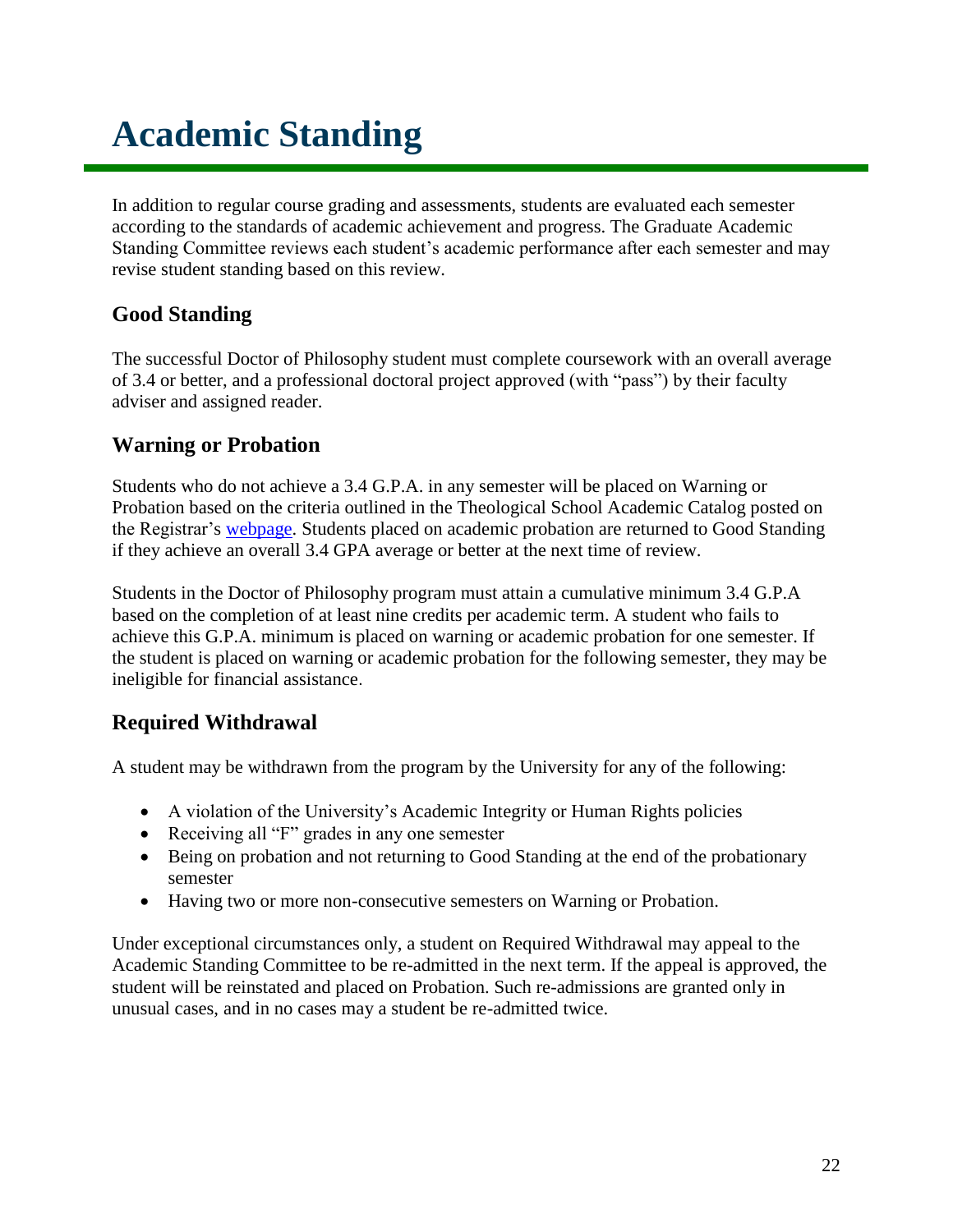# Academic Standing

In addition to regular course grading and assessments, students are evaluated each semester according to the standards of academic achievement and progress. The Graduate Academic Standing Committee reviews each student's academic performance after each semester and may revise student standing based on this review.

## Good Standing

The successful Doctor of Philosophy student must complete coursework with an overall average of 3.4 or better, and a professional doctoral project approved (with "pass") by their faculty adviser and assigned reader.

## Warning or Probation

Students who do not achieve a 3.4 G.P.A. in any semester will be placed on Warning or Probation based on the criteria outlined in the Theological School Academic Catalog posted on the Registrar's webpage. Students placed on academic probation are returned to Good Standing if they achieve an overall 3.4 GPA average or better at the next time of review.

Students in the Doctor of Philosophy program must attain a cumulative minimum 3.4 G.P.A based on the completion of at least nine credits per academic term. A student who fails to achieve this G.P.A. minimum is placed on warning or academic probation for one semester. If the student is placed on warning or academic probation for the following semester, they may be ineligible for financial assistance.

## Required Withdrawal

A student may be withdrawn from the program by the University for any of the following:

- A violation of the University's Academic Integrity or Human Rights policies
- Receiving all "F" grades in any one semester
- Being on probation and not returning to Good Standing at the end of the probationary semester
- Having two or more non-consecutive semesters on Warning or Probation.

Under exceptional circumstances only, a student on Required Withdrawal may appeal to the Academic Standing Committee to be re-admitted in the next term. If the appeal is approved, the student will be reinstated and placed on Probation. Such re-admissions are granted only in unusual cases, and in no cases may a student be re-admitted twice.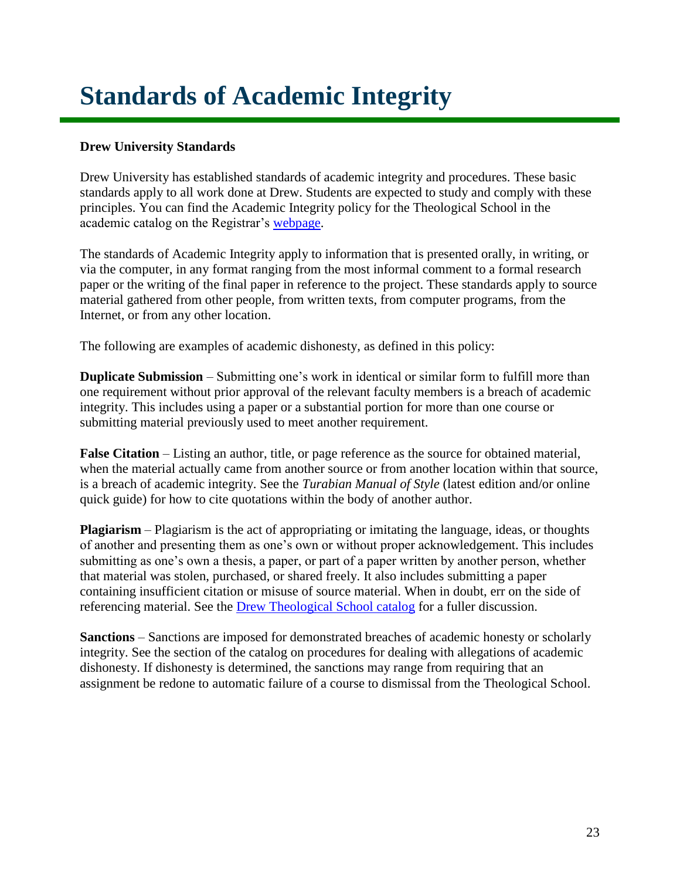# Standards of Academic Integrity

**Drew University Standards**

Drew University has established standards of academic integrity and procedures. These basic standards apply to all work done at Drew. Students are expected to study and comply with these principles. You can find the Academic Integrity policy for the Theological School in the academic catalog on the Registrar's webpage.

The standards of Academic Integrity apply to information that is presented orally, in writing, or via the computer, in any format ranging from the most informal comment to a formal research paper or the writing of the final paper in reference to the project. These standards apply to source material gathered from other people, from written texts, from computer programs, from the Internet, or from any other location.

The following are examples of academic dishonesty, as defined in this policy:

**Duplicate Submission** – Submitting one's work in identical or similar form to fulfill more than one requirement without prior approval of the relevant faculty members is a breach of academic integrity. This includes using a paper or a substantial portion for more than one course or submitting material previously used to meet another requirement.

**False Citation** – Listing an author, title, or page reference as the source for obtained material, when the material actually came from another source or from another location within that source, is a breach of academic integrity. See the *Turabian Manual of Style* (latest edition and/or online quick guide) for how to cite quotations within the body of another author.

**Plagiarism** – Plagiarism is the act of appropriating or imitating the language, ideas, or thoughts of another and presenting them as one's own or without proper acknowledgement. This includes submitting as one's own a thesis, a paper, or part of a paper written by another person, whether that material was stolen, purchased, or shared freely. It also includes submitting a paper containing insufficient citation or misuse of source material. When in doubt, err on the side of referencing material. See the Drew Theological School catalog for a fuller discussion.

**Sanctions** – Sanctions are imposed for demonstrated breaches of academic honesty or scholarly integrity. See the section of the catalog on procedures for dealing with allegations of academic dishonesty. If dishonesty is determined, the sanctions may range from requiring that an assignment be redone to automatic failure of a course to dismissal from the Theological School.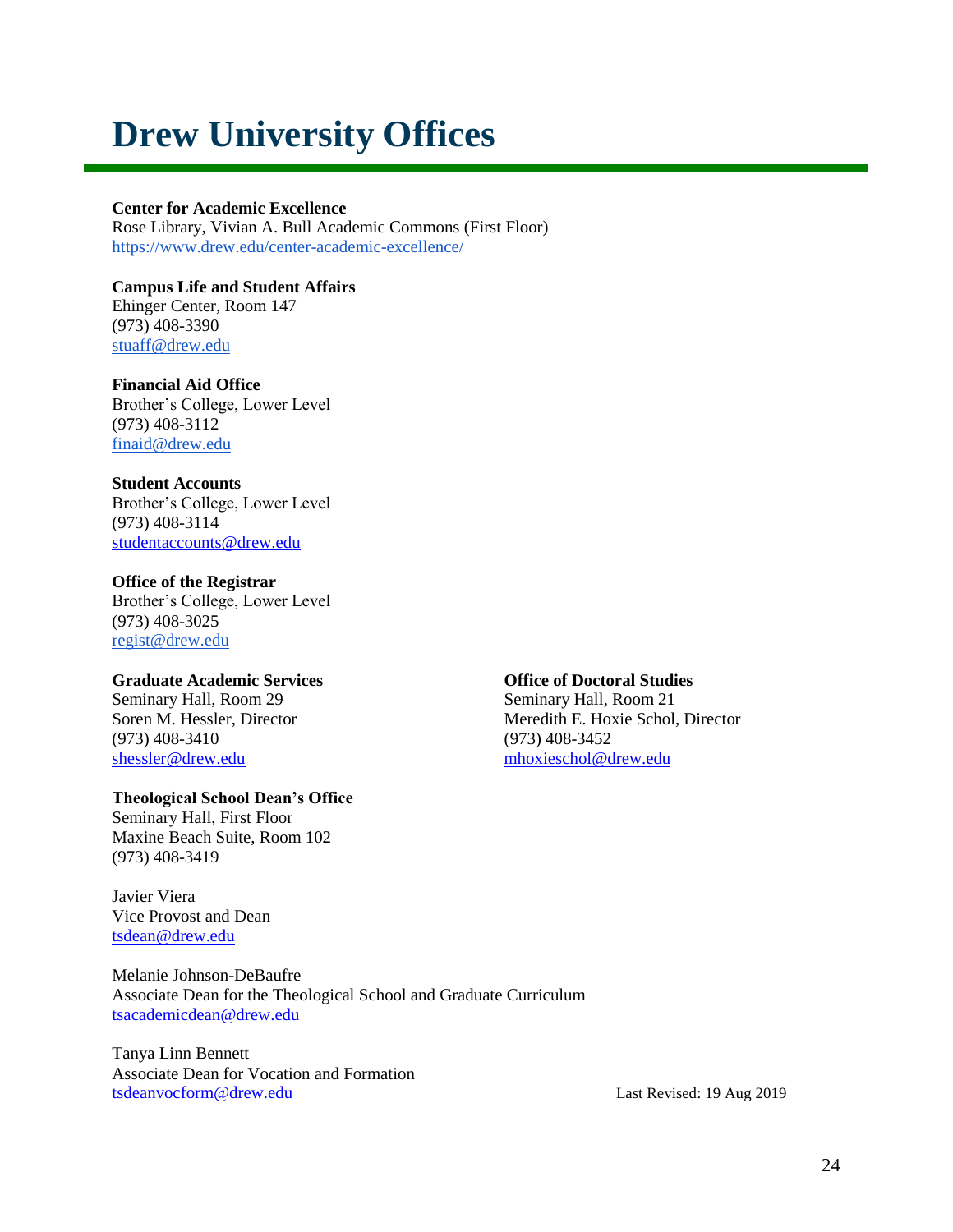# Drew University Offices

**Center for Academic Excellence**
Rose Library, Vivian A. Bull Academic Commons (First Floor)
https://www.drew.edu/center-academic-excellence/

**Campus Life and Student Affairs**
Ehinger Center, Room 147
(973) 408-3390
stuaff@drew.edu

**Financial Aid Office**
Brother's College, Lower Level
(973) 408-3112
finaid@drew.edu

**Student Accounts**
Brother's College, Lower Level
(973) 408-3114
studentaccounts@drew.edu

**Office of the Registrar**
Brother's College, Lower Level
(973) 408-3025
regist@drew.edu

**Graduate Academic Services**
Seminary Hall, Room 29
Soren M. Hessler, Director
(973) 408-3410
shessler@drew.edu

**Office of Doctoral Studies**
Seminary Hall, Room 21
Meredith E. Hoxie Schol, Director
(973) 408-3452
mhoxieschol@drew.edu

**Theological School Dean's Office**
Seminary Hall, First Floor
Maxine Beach Suite, Room 102
(973) 408-3419

Javier Viera
Vice Provost and Dean
tsdean@drew.edu

Melanie Johnson-DeBaufre
Associate Dean for the Theological School and Graduate Curriculum
tsacademicdean@drew.edu

Tanya Linn Bennett
Associate Dean for Vocation and Formation
tsdeanvocform@drew.edu

Last Revised: 19 Aug 2019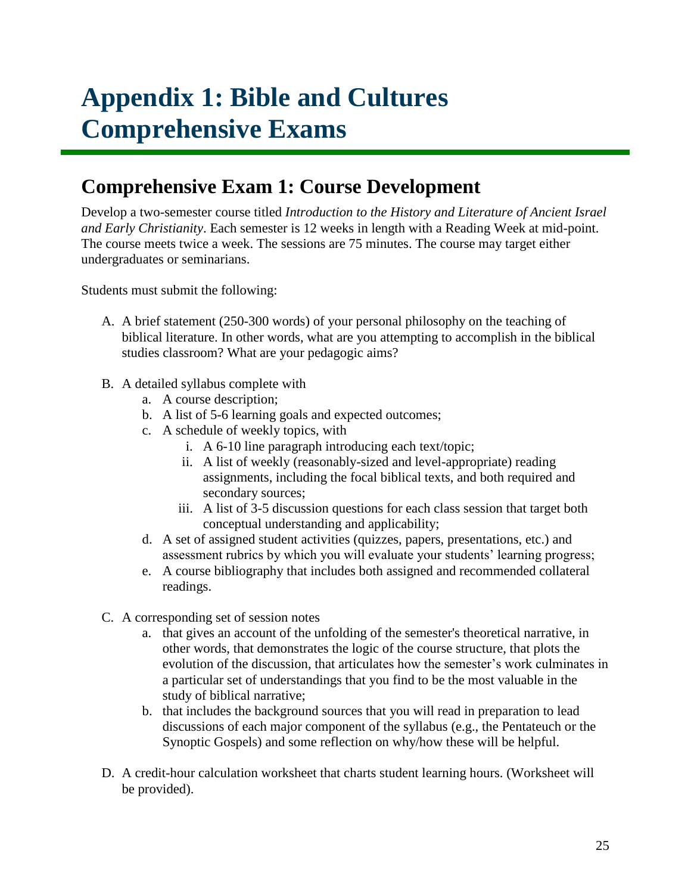# Appendix 1: Bible and Cultures Comprehensive Exams

## Comprehensive Exam 1: Course Development

Develop a two-semester course titled *Introduction to the History and Literature of Ancient Israel and Early Christianity*. Each semester is 12 weeks in length with a Reading Week at mid-point. The course meets twice a week. The sessions are 75 minutes. The course may target either undergraduates or seminarians.

Students must submit the following:

A. A brief statement (250-300 words) of your personal philosophy on the teaching of biblical literature. In other words, what are you attempting to accomplish in the biblical studies classroom? What are your pedagogic aims?

B. A detailed syllabus complete with
   a. A course description;
   b. A list of 5-6 learning goals and expected outcomes;
   c. A schedule of weekly topics, with
      i. A 6-10 line paragraph introducing each text/topic;
      ii. A list of weekly (reasonably-sized and level-appropriate) reading assignments, including the focal biblical texts, and both required and secondary sources;
      iii. A list of 3-5 discussion questions for each class session that target both conceptual understanding and applicability;
   d. A set of assigned student activities (quizzes, papers, presentations, etc.) and assessment rubrics by which you will evaluate your students' learning progress;
   e. A course bibliography that includes both assigned and recommended collateral readings.

C. A corresponding set of session notes
   a. that gives an account of the unfolding of the semester's theoretical narrative, in other words, that demonstrates the logic of the course structure, that plots the evolution of the discussion, that articulates how the semester's work culminates in a particular set of understandings that you find to be the most valuable in the study of biblical narrative;
   b. that includes the background sources that you will read in preparation to lead discussions of each major component of the syllabus (e.g., the Pentateuch or the Synoptic Gospels) and some reflection on why/how these will be helpful.

D. A credit-hour calculation worksheet that charts student learning hours. (Worksheet will be provided).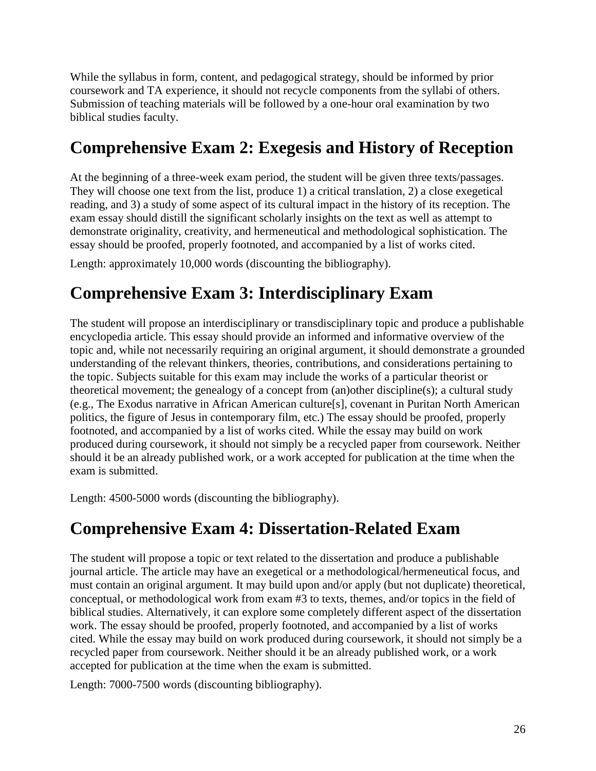While the syllabus in form, content, and pedagogical strategy, should be informed by prior coursework and TA experience, it should not recycle components from the syllabi of others. Submission of teaching materials will be followed by a one-hour oral examination by two biblical studies faculty.

## Comprehensive Exam 2: Exegesis and History of Reception

At the beginning of a three-week exam period, the student will be given three texts/passages. They will choose one text from the list, produce 1) a critical translation, 2) a close exegetical reading, and 3) a study of some aspect of its cultural impact in the history of its reception. The exam essay should distill the significant scholarly insights on the text as well as attempt to demonstrate originality, creativity, and hermeneutical and methodological sophistication. The essay should be proofed, properly footnoted, and accompanied by a list of works cited.

Length: approximately 10,000 words (discounting the bibliography).

## Comprehensive Exam 3: Interdisciplinary Exam

The student will propose an interdisciplinary or transdisciplinary topic and produce a publishable encyclopedia article. This essay should provide an informed and informative overview of the topic and, while not necessarily requiring an original argument, it should demonstrate a grounded understanding of the relevant thinkers, theories, contributions, and considerations pertaining to the topic. Subjects suitable for this exam may include the works of a particular theorist or theoretical movement; the genealogy of a concept from (an)other discipline(s); a cultural study (e.g., The Exodus narrative in African American culture[s], covenant in Puritan North American politics, the figure of Jesus in contemporary film, etc.) The essay should be proofed, properly footnoted, and accompanied by a list of works cited. While the essay may build on work produced during coursework, it should not simply be a recycled paper from coursework. Neither should it be an already published work, or a work accepted for publication at the time when the exam is submitted.

Length: 4500-5000 words (discounting the bibliography).

## Comprehensive Exam 4: Dissertation-Related Exam

The student will propose a topic or text related to the dissertation and produce a publishable journal article. The article may have an exegetical or a methodological/hermeneutical focus, and must contain an original argument. It may build upon and/or apply (but not duplicate) theoretical, conceptual, or methodological work from exam #3 to texts, themes, and/or topics in the field of biblical studies. Alternatively, it can explore some completely different aspect of the dissertation work. The essay should be proofed, properly footnoted, and accompanied by a list of works cited. While the essay may build on work produced during coursework, it should not simply be a recycled paper from coursework. Neither should it be an already published work, or a work accepted for publication at the time when the exam is submitted.

Length: 7000-7500 words (discounting bibliography).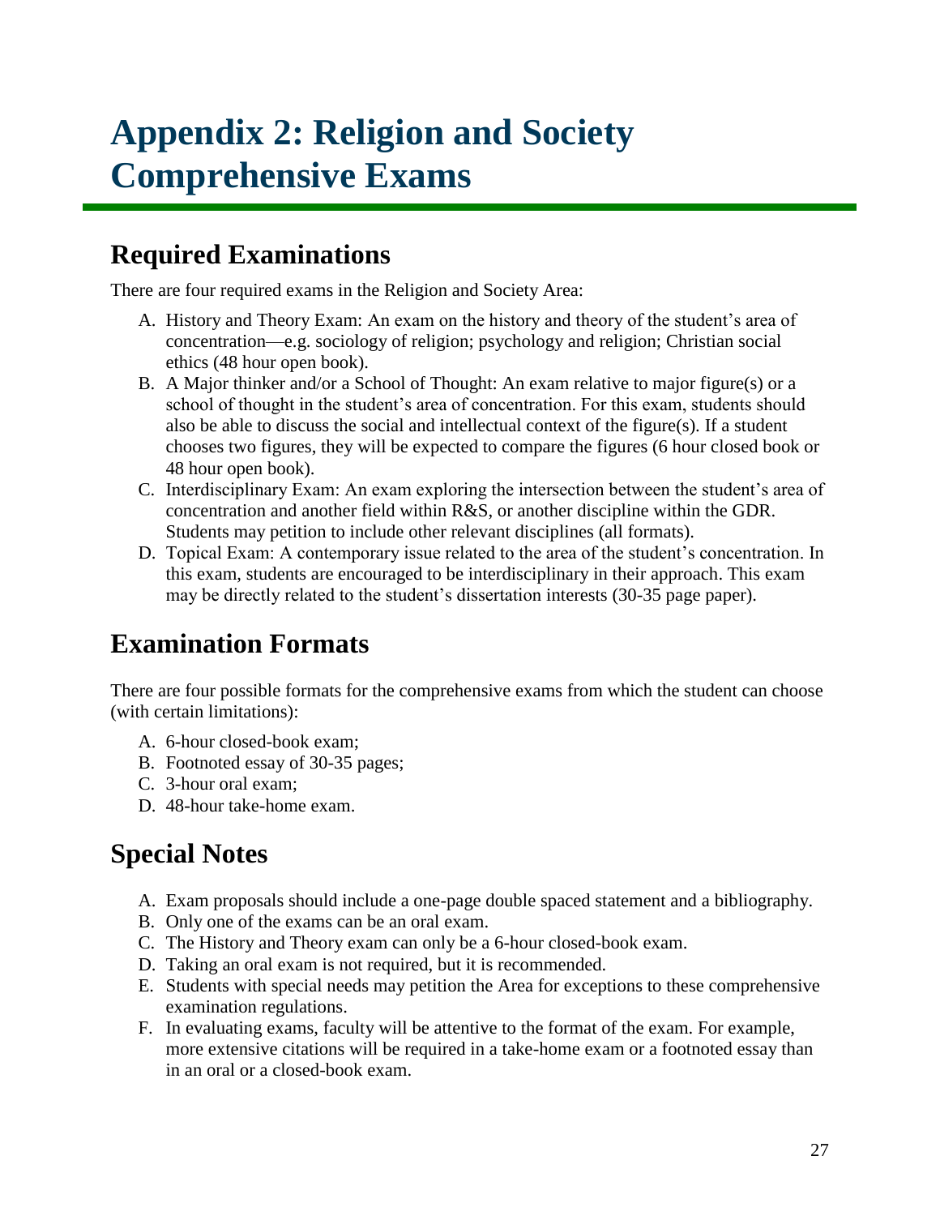# Appendix 2: Religion and Society Comprehensive Exams

## Required Examinations

There are four required exams in the Religion and Society Area:

A. History and Theory Exam: An exam on the history and theory of the student's area of concentration—e.g. sociology of religion; psychology and religion; Christian social ethics (48 hour open book).

B. A Major thinker and/or a School of Thought: An exam relative to major figure(s) or a school of thought in the student's area of concentration. For this exam, students should also be able to discuss the social and intellectual context of the figure(s). If a student chooses two figures, they will be expected to compare the figures (6 hour closed book or 48 hour open book).

C. Interdisciplinary Exam: An exam exploring the intersection between the student's area of concentration and another field within R&S, or another discipline within the GDR. Students may petition to include other relevant disciplines (all formats).

D. Topical Exam: A contemporary issue related to the area of the student's concentration. In this exam, students are encouraged to be interdisciplinary in their approach. This exam may be directly related to the student's dissertation interests (30-35 page paper).

## Examination Formats

There are four possible formats for the comprehensive exams from which the student can choose (with certain limitations):

A. 6-hour closed-book exam;

B. Footnoted essay of 30-35 pages;

C. 3-hour oral exam;

D. 48-hour take-home exam.

## Special Notes

A. Exam proposals should include a one-page double spaced statement and a bibliography.

B. Only one of the exams can be an oral exam.

C. The History and Theory exam can only be a 6-hour closed-book exam.

D. Taking an oral exam is not required, but it is recommended.

E. Students with special needs may petition the Area for exceptions to these comprehensive examination regulations.

F. In evaluating exams, faculty will be attentive to the format of the exam. For example, more extensive citations will be required in a take-home exam or a footnoted essay than in an oral or a closed-book exam.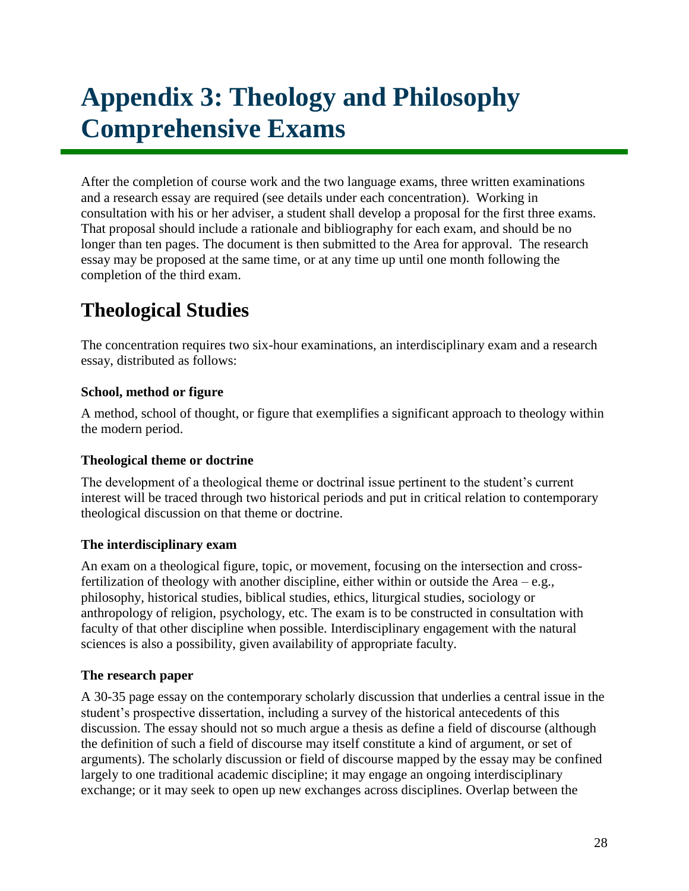# Appendix 3: Theology and Philosophy Comprehensive Exams

After the completion of course work and the two language exams, three written examinations and a research essay are required (see details under each concentration). Working in consultation with his or her adviser, a student shall develop a proposal for the first three exams. That proposal should include a rationale and bibliography for each exam, and should be no longer than ten pages. The document is then submitted to the Area for approval. The research essay may be proposed at the same time, or at any time up until one month following the completion of the third exam.

## Theological Studies

The concentration requires two six-hour examinations, an interdisciplinary exam and a research essay, distributed as follows:

#### School, method or figure

A method, school of thought, or figure that exemplifies a significant approach to theology within the modern period.

#### Theological theme or doctrine

The development of a theological theme or doctrinal issue pertinent to the student's current interest will be traced through two historical periods and put in critical relation to contemporary theological discussion on that theme or doctrine.

#### The interdisciplinary exam

An exam on a theological figure, topic, or movement, focusing on the intersection and cross-fertilization of theology with another discipline, either within or outside the Area – e.g., philosophy, historical studies, biblical studies, ethics, liturgical studies, sociology or anthropology of religion, psychology, etc. The exam is to be constructed in consultation with faculty of that other discipline when possible. Interdisciplinary engagement with the natural sciences is also a possibility, given availability of appropriate faculty.

#### The research paper

A 30-35 page essay on the contemporary scholarly discussion that underlies a central issue in the student's prospective dissertation, including a survey of the historical antecedents of this discussion. The essay should not so much argue a thesis as define a field of discourse (although the definition of such a field of discourse may itself constitute a kind of argument, or set of arguments). The scholarly discussion or field of discourse mapped by the essay may be confined largely to one traditional academic discipline; it may engage an ongoing interdisciplinary exchange; or it may seek to open up new exchanges across disciplines. Overlap between the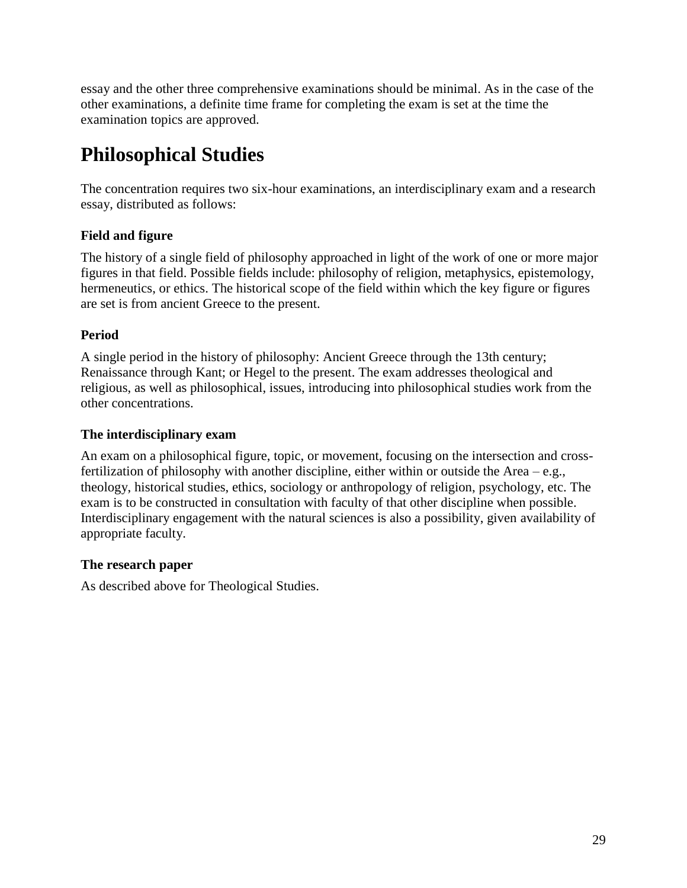essay and the other three comprehensive examinations should be minimal. As in the case of the other examinations, a definite time frame for completing the exam is set at the time the examination topics are approved.

# Philosophical Studies

The concentration requires two six-hour examinations, an interdisciplinary exam and a research essay, distributed as follows:

### Field and figure

The history of a single field of philosophy approached in light of the work of one or more major figures in that field. Possible fields include: philosophy of religion, metaphysics, epistemology, hermeneutics, or ethics. The historical scope of the field within which the key figure or figures are set is from ancient Greece to the present.

### Period

A single period in the history of philosophy: Ancient Greece through the 13th century; Renaissance through Kant; or Hegel to the present. The exam addresses theological and religious, as well as philosophical, issues, introducing into philosophical studies work from the other concentrations.

### The interdisciplinary exam

An exam on a philosophical figure, topic, or movement, focusing on the intersection and cross-fertilization of philosophy with another discipline, either within or outside the Area – e.g., theology, historical studies, ethics, sociology or anthropology of religion, psychology, etc. The exam is to be constructed in consultation with faculty of that other discipline when possible. Interdisciplinary engagement with the natural sciences is also a possibility, given availability of appropriate faculty.

### The research paper

As described above for Theological Studies.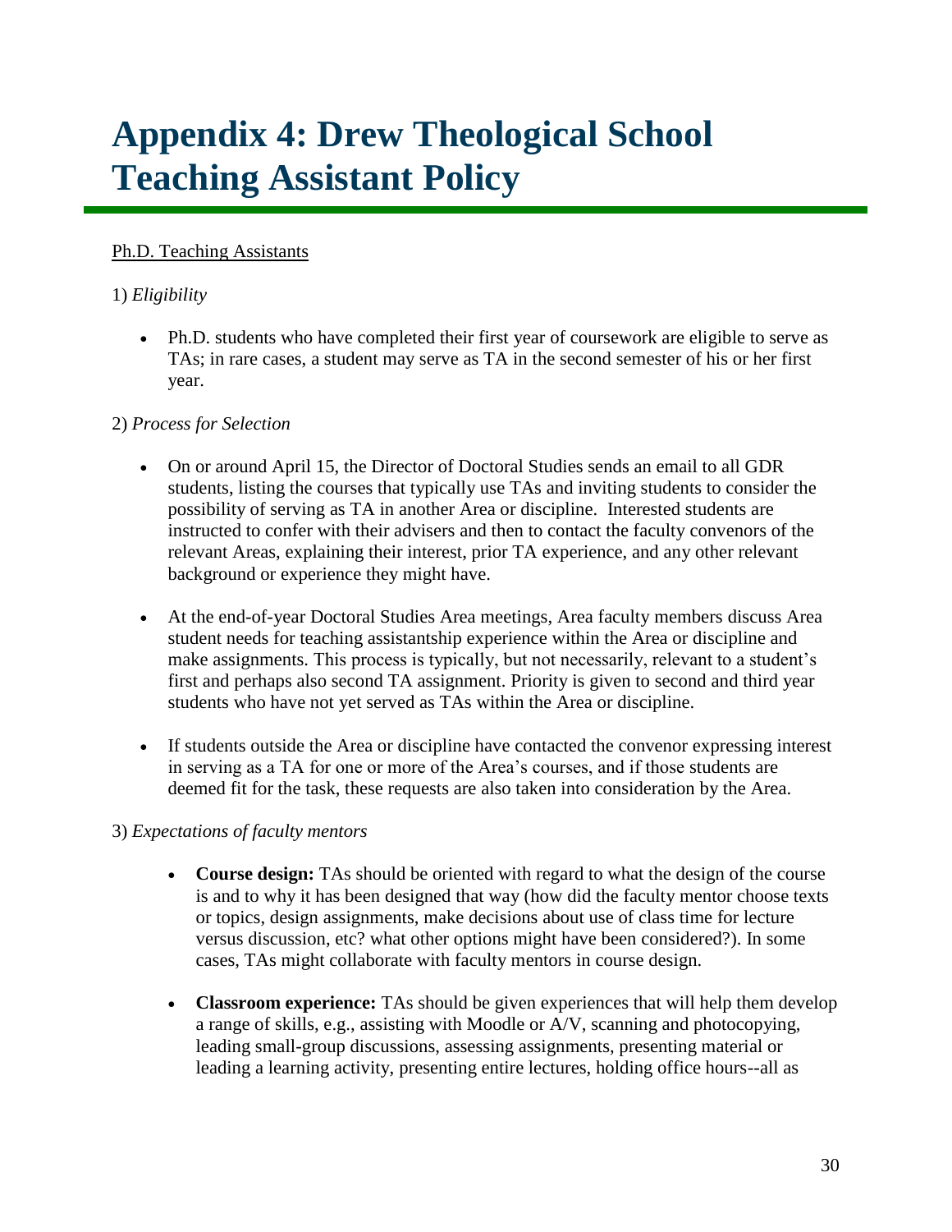# Appendix 4: Drew Theological School Teaching Assistant Policy

Ph.D. Teaching Assistants

1) *Eligibility*

- Ph.D. students who have completed their first year of coursework are eligible to serve as TAs; in rare cases, a student may serve as TA in the second semester of his or her first year.

2) *Process for Selection*

- On or around April 15, the Director of Doctoral Studies sends an email to all GDR students, listing the courses that typically use TAs and inviting students to consider the possibility of serving as TA in another Area or discipline. Interested students are instructed to confer with their advisers and then to contact the faculty convenors of the relevant Areas, explaining their interest, prior TA experience, and any other relevant background or experience they might have.

- At the end-of-year Doctoral Studies Area meetings, Area faculty members discuss Area student needs for teaching assistantship experience within the Area or discipline and make assignments. This process is typically, but not necessarily, relevant to a student's first and perhaps also second TA assignment. Priority is given to second and third year students who have not yet served as TAs within the Area or discipline.

- If students outside the Area or discipline have contacted the convenor expressing interest in serving as a TA for one or more of the Area's courses, and if those students are deemed fit for the task, these requests are also taken into consideration by the Area.

3) *Expectations of faculty mentors*

- **Course design:** TAs should be oriented with regard to what the design of the course is and to why it has been designed that way (how did the faculty mentor choose texts or topics, design assignments, make decisions about use of class time for lecture versus discussion, etc? what other options might have been considered?). In some cases, TAs might collaborate with faculty mentors in course design.

- **Classroom experience:** TAs should be given experiences that will help them develop a range of skills, e.g., assisting with Moodle or A/V, scanning and photocopying, leading small-group discussions, assessing assignments, presenting material or leading a learning activity, presenting entire lectures, holding office hours--all as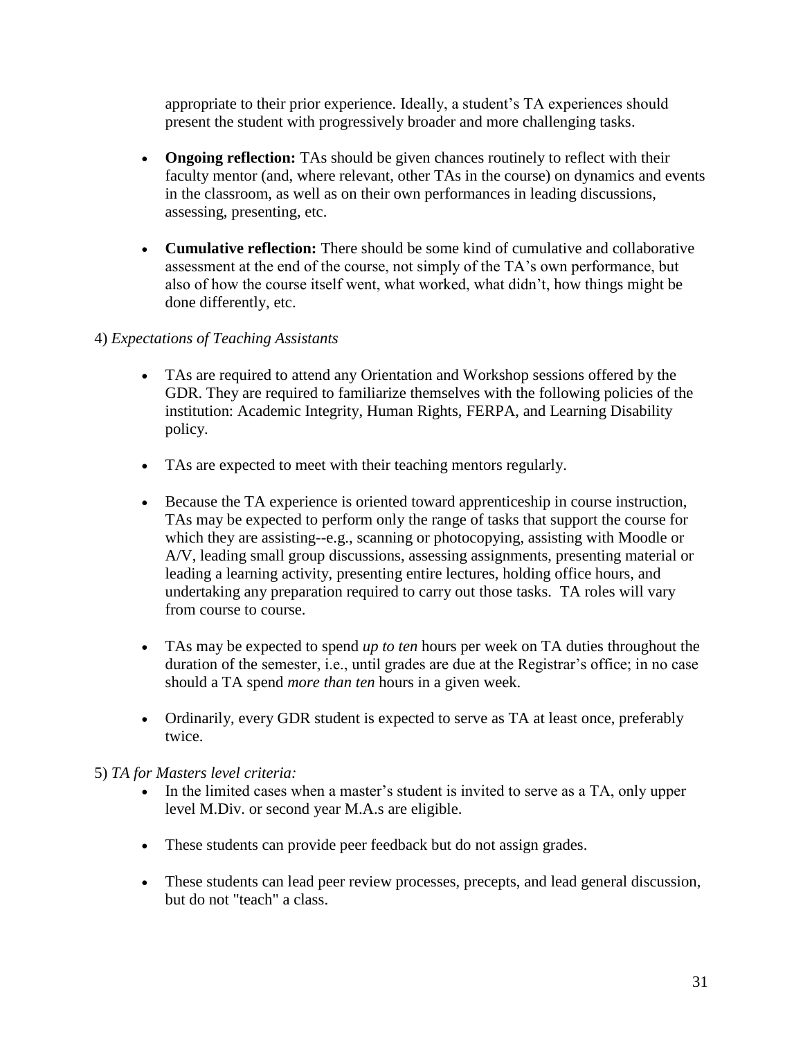appropriate to their prior experience. Ideally, a student's TA experiences should present the student with progressively broader and more challenging tasks.

- **Ongoing reflection:** TAs should be given chances routinely to reflect with their faculty mentor (and, where relevant, other TAs in the course) on dynamics and events in the classroom, as well as on their own performances in leading discussions, assessing, presenting, etc.
- **Cumulative reflection:** There should be some kind of cumulative and collaborative assessment at the end of the course, not simply of the TA's own performance, but also of how the course itself went, what worked, what didn't, how things might be done differently, etc.

4) *Expectations of Teaching Assistants*

- TAs are required to attend any Orientation and Workshop sessions offered by the GDR. They are required to familiarize themselves with the following policies of the institution: Academic Integrity, Human Rights, FERPA, and Learning Disability policy.
- TAs are expected to meet with their teaching mentors regularly.
- Because the TA experience is oriented toward apprenticeship in course instruction, TAs may be expected to perform only the range of tasks that support the course for which they are assisting--e.g., scanning or photocopying, assisting with Moodle or A/V, leading small group discussions, assessing assignments, presenting material or leading a learning activity, presenting entire lectures, holding office hours, and undertaking any preparation required to carry out those tasks. TA roles will vary from course to course.
- TAs may be expected to spend *up to ten* hours per week on TA duties throughout the duration of the semester, i.e., until grades are due at the Registrar's office; in no case should a TA spend *more than ten* hours in a given week.
- Ordinarily, every GDR student is expected to serve as TA at least once, preferably twice.

5) *TA for Masters level criteria:*

- In the limited cases when a master's student is invited to serve as a TA, only upper level M.Div. or second year M.A.s are eligible.
- These students can provide peer feedback but do not assign grades.
- These students can lead peer review processes, precepts, and lead general discussion, but do not "teach" a class.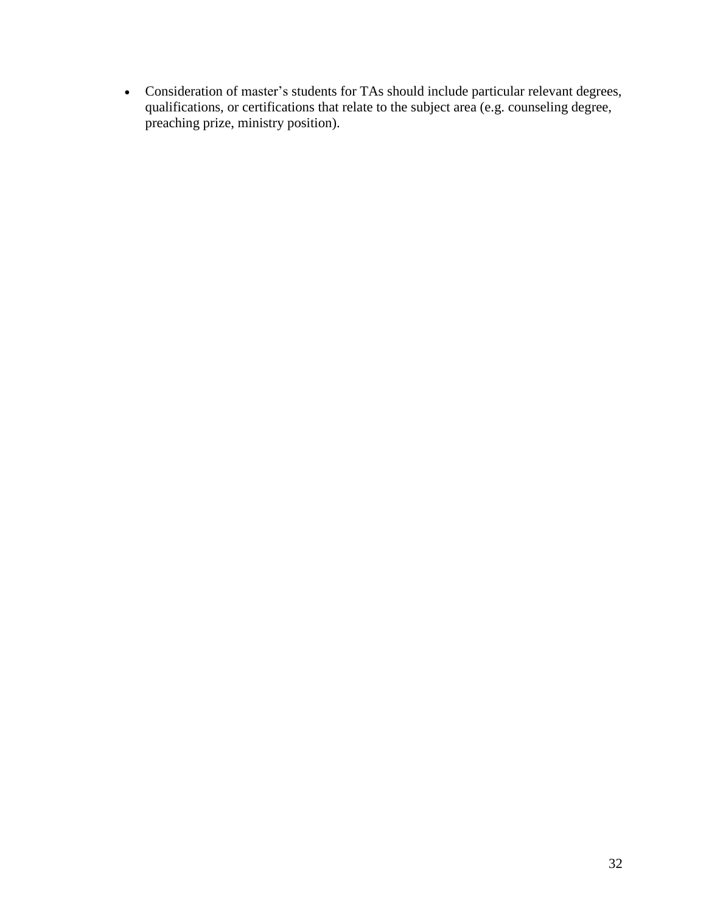- Consideration of master's students for TAs should include particular relevant degrees, qualifications, or certifications that relate to the subject area (e.g. counseling degree, preaching prize, ministry position).